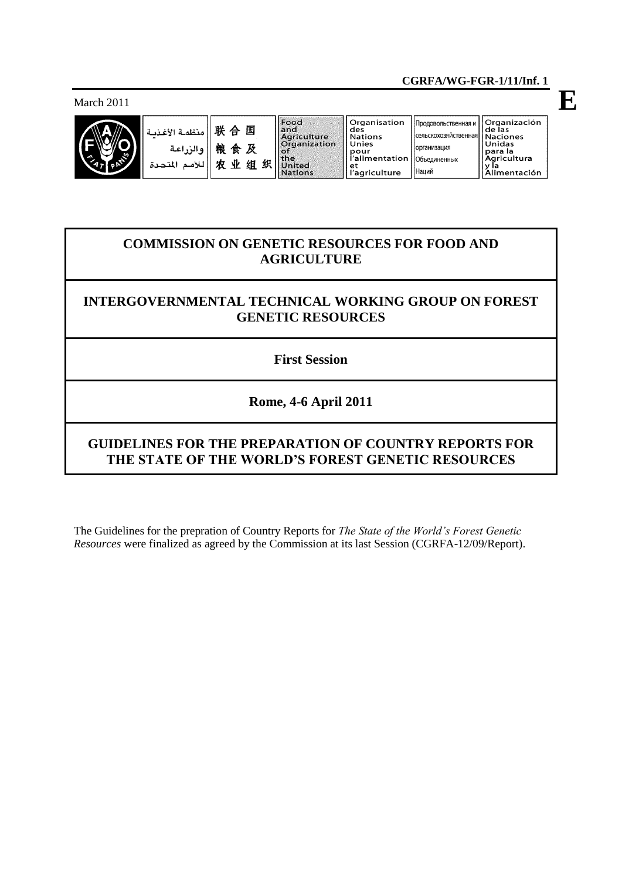**CGRFA/WG-FGR-1/11/Inf. 1**

March 2011

**E**

| منظمة الأغذية والزراعة للأمم المتحدة | 联合国粮食及农业组织 | Food and Agriculture Organization of the United Nations | Organisation des Nations Unies pour l'alimentation et l'agriculture | Продовольственная и сельскохозяйственная организация Объединенных Наций | Organización de las Naciones Unidas para la Agricultura y la Alimentación |
|---|---|---|---|---|---|

# COMMISSION ON GENETIC RESOURCES FOR FOOD AND AGRICULTURE

## INTERGOVERNMENTAL TECHNICAL WORKING GROUP ON FOREST GENETIC RESOURCES

**First Session**

**Rome, 4-6 April 2011**

## GUIDELINES FOR THE PREPARATION OF COUNTRY REPORTS FOR THE STATE OF THE WORLD'S FOREST GENETIC RESOURCES

The Guidelines for the prepration of Country Reports for *The State of the World's Forest Genetic Resources* were finalized as agreed by the Commission at its last Session (CGRFA-12/09/Report).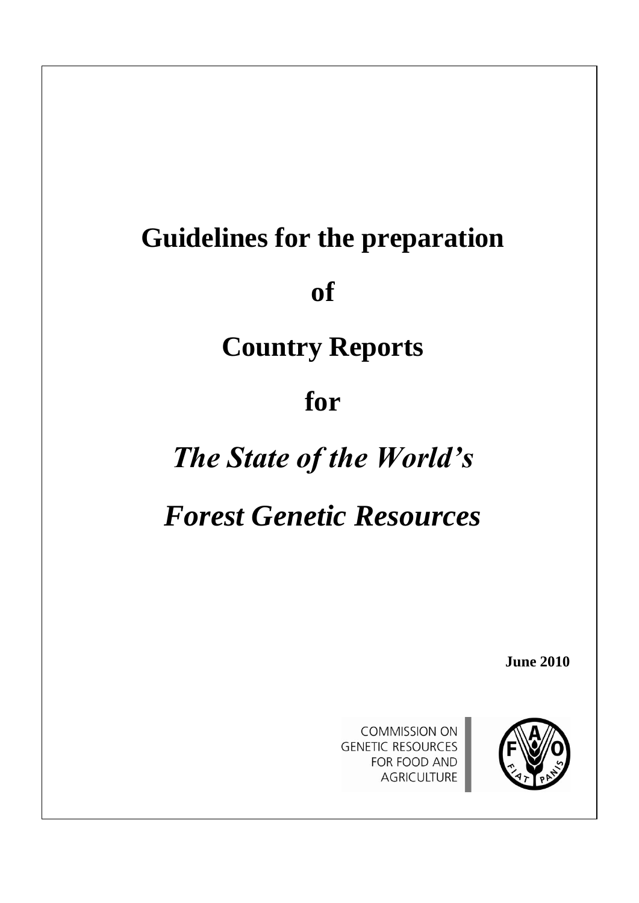# Guidelines for the preparation of Country Reports for *The State of the World's Forest Genetic Resources*

**June 2010**

COMMISSION ON GENETIC RESOURCES FOR FOOD AND AGRICULTURE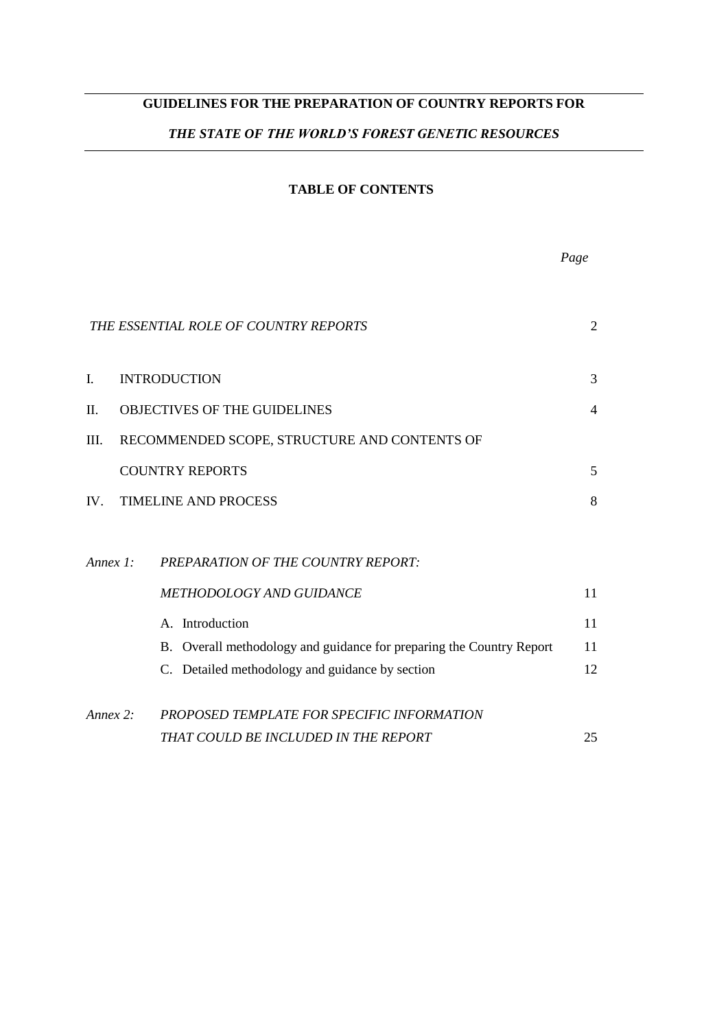# GUIDELINES FOR THE PREPARATION OF COUNTRY REPORTS FOR

## *THE STATE OF THE WORLD'S FOREST GENETIC RESOURCES*

### TABLE OF CONTENTS

| | | *Page* |
|---|---|---|
| | *THE ESSENTIAL ROLE OF COUNTRY REPORTS* | 2 |
| I. | INTRODUCTION | 3 |
| II. | OBJECTIVES OF THE GUIDELINES | 4 |
| III. | RECOMMENDED SCOPE, STRUCTURE AND CONTENTS OF COUNTRY REPORTS | 5 |
| IV. | TIMELINE AND PROCESS | 8 |
| *Annex 1:* | *PREPARATION OF THE COUNTRY REPORT: METHODOLOGY AND GUIDANCE* | 11 |
| | A. Introduction | 11 |
| | B. Overall methodology and guidance for preparing the Country Report | 11 |
| | C. Detailed methodology and guidance by section | 12 |
| *Annex 2:* | *PROPOSED TEMPLATE FOR SPECIFIC INFORMATION THAT COULD BE INCLUDED IN THE REPORT* | 25 |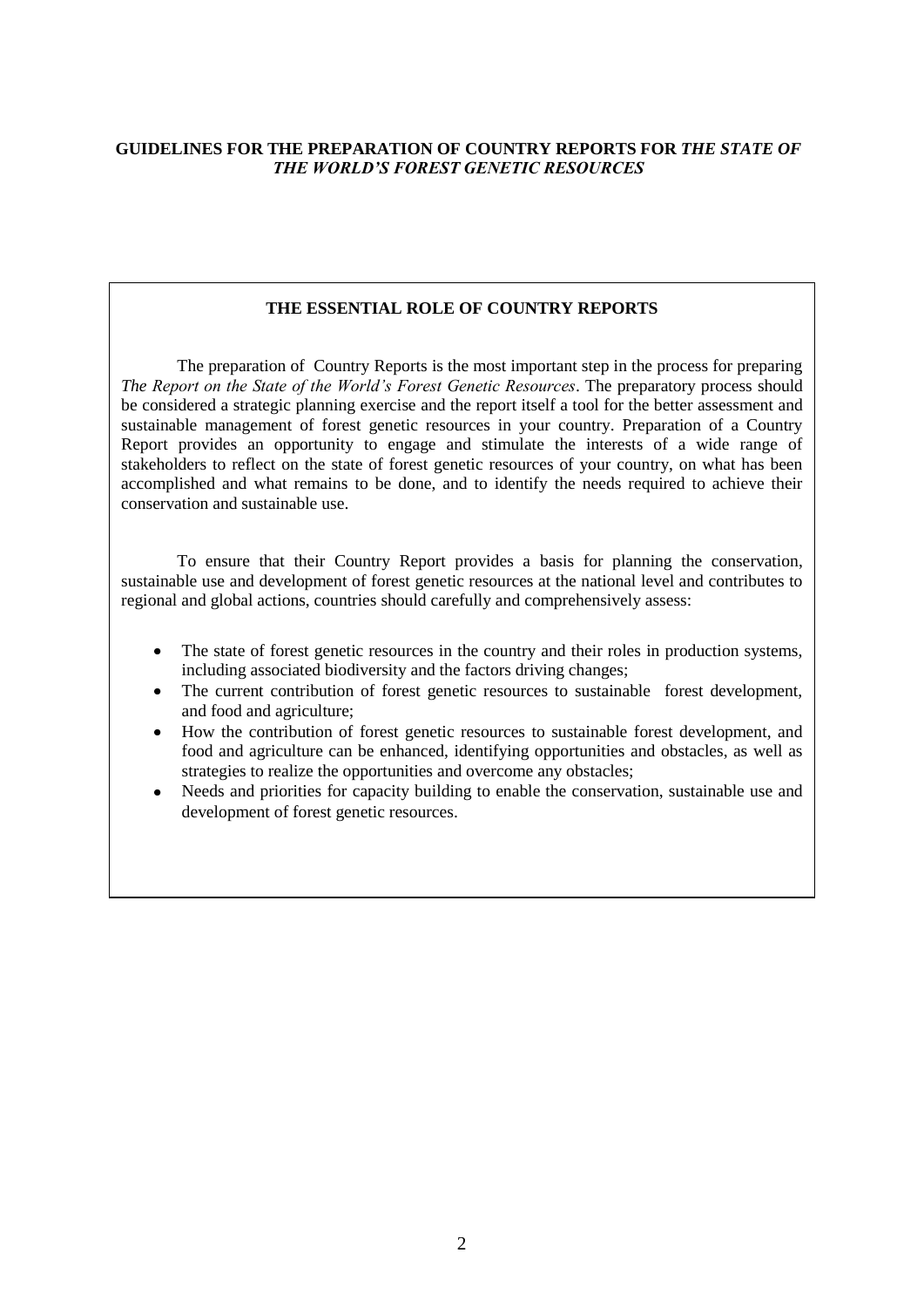# GUIDELINES FOR THE PREPARATION OF COUNTRY REPORTS FOR *THE STATE OF THE WORLD'S FOREST GENETIC RESOURCES*

## THE ESSENTIAL ROLE OF COUNTRY REPORTS

The preparation of Country Reports is the most important step in the process for preparing *The Report on the State of the World's Forest Genetic Resources*. The preparatory process should be considered a strategic planning exercise and the report itself a tool for the better assessment and sustainable management of forest genetic resources in your country. Preparation of a Country Report provides an opportunity to engage and stimulate the interests of a wide range of stakeholders to reflect on the state of forest genetic resources of your country, on what has been accomplished and what remains to be done, and to identify the needs required to achieve their conservation and sustainable use.

To ensure that their Country Report provides a basis for planning the conservation, sustainable use and development of forest genetic resources at the national level and contributes to regional and global actions, countries should carefully and comprehensively assess:

- The state of forest genetic resources in the country and their roles in production systems, including associated biodiversity and the factors driving changes;
- The current contribution of forest genetic resources to sustainable forest development, and food and agriculture;
- How the contribution of forest genetic resources to sustainable forest development, and food and agriculture can be enhanced, identifying opportunities and obstacles, as well as strategies to realize the opportunities and overcome any obstacles;
- Needs and priorities for capacity building to enable the conservation, sustainable use and development of forest genetic resources.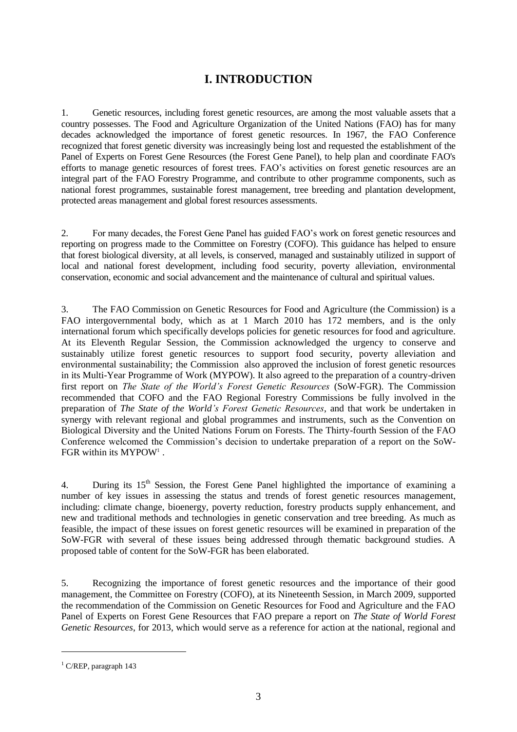# I. INTRODUCTION

1. Genetic resources, including forest genetic resources, are among the most valuable assets that a country possesses. The Food and Agriculture Organization of the United Nations (FAO) has for many decades acknowledged the importance of forest genetic resources. In 1967, the FAO Conference recognized that forest genetic diversity was increasingly being lost and requested the establishment of the Panel of Experts on Forest Gene Resources (the Forest Gene Panel), to help plan and coordinate FAO's efforts to manage genetic resources of forest trees. FAO's activities on forest genetic resources are an integral part of the FAO Forestry Programme, and contribute to other programme components, such as national forest programmes, sustainable forest management, tree breeding and plantation development, protected areas management and global forest resources assessments.

2. For many decades, the Forest Gene Panel has guided FAO's work on forest genetic resources and reporting on progress made to the Committee on Forestry (COFO). This guidance has helped to ensure that forest biological diversity, at all levels, is conserved, managed and sustainably utilized in support of local and national forest development, including food security, poverty alleviation, environmental conservation, economic and social advancement and the maintenance of cultural and spiritual values.

3. The FAO Commission on Genetic Resources for Food and Agriculture (the Commission) is a FAO intergovernmental body, which as at 1 March 2010 has 172 members, and is the only international forum which specifically develops policies for genetic resources for food and agriculture. At its Eleventh Regular Session, the Commission acknowledged the urgency to conserve and sustainably utilize forest genetic resources to support food security, poverty alleviation and environmental sustainability; the Commission also approved the inclusion of forest genetic resources in its Multi-Year Programme of Work (MYPOW). It also agreed to the preparation of a country-driven first report on *The State of the World's Forest Genetic Resources* (SoW-FGR). The Commission recommended that COFO and the FAO Regional Forestry Commissions be fully involved in the preparation of *The State of the World's Forest Genetic Resources*, and that work be undertaken in synergy with relevant regional and global programmes and instruments, such as the Convention on Biological Diversity and the United Nations Forum on Forests. The Thirty-fourth Session of the FAO Conference welcomed the Commission's decision to undertake preparation of a report on the SoW-FGR within its MYPOW[1] .

4. During its 15th Session, the Forest Gene Panel highlighted the importance of examining a number of key issues in assessing the status and trends of forest genetic resources management, including: climate change, bioenergy, poverty reduction, forestry products supply enhancement, and new and traditional methods and technologies in genetic conservation and tree breeding. As much as feasible, the impact of these issues on forest genetic resources will be examined in preparation of the SoW-FGR with several of these issues being addressed through thematic background studies. A proposed table of content for the SoW-FGR has been elaborated.

5. Recognizing the importance of forest genetic resources and the importance of their good management, the Committee on Forestry (COFO), at its Nineteenth Session, in March 2009, supported the recommendation of the Commission on Genetic Resources for Food and Agriculture and the FAO Panel of Experts on Forest Gene Resources that FAO prepare a report on *The State of World Forest Genetic Resources*, for 2013, which would serve as a reference for action at the national, regional and

[1] C/REP, paragraph 143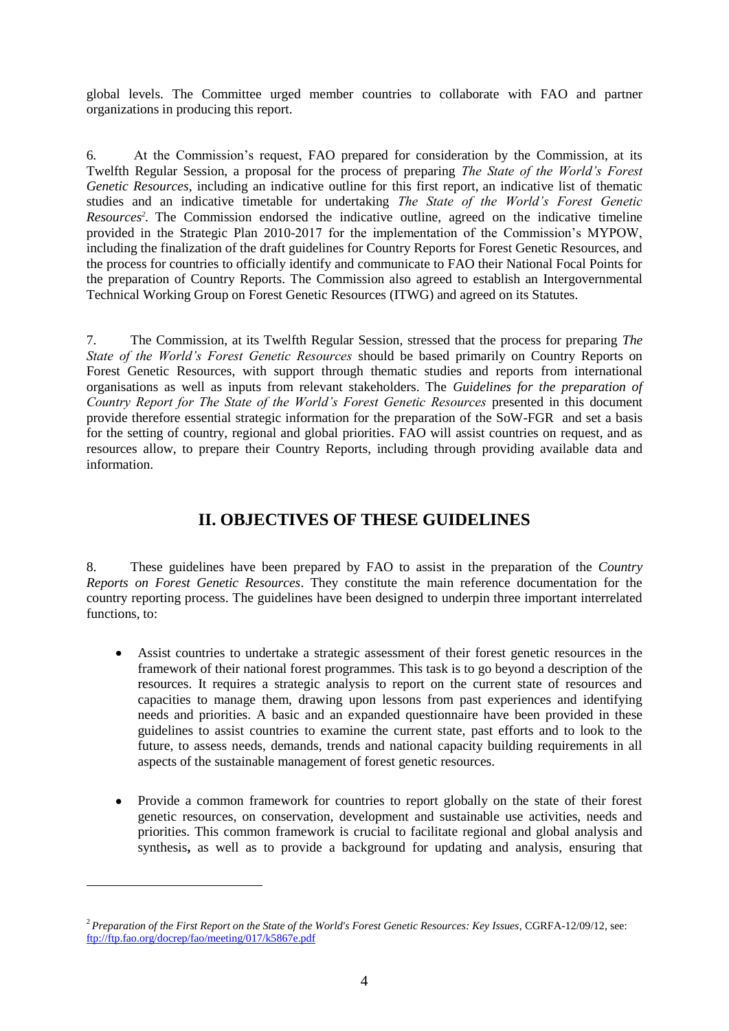global levels. The Committee urged member countries to collaborate with FAO and partner organizations in producing this report.

6. At the Commission's request, FAO prepared for consideration by the Commission, at its Twelfth Regular Session, a proposal for the process of preparing *The State of the World's Forest Genetic Resources*, including an indicative outline for this first report, an indicative list of thematic studies and an indicative timetable for undertaking *The State of the World's Forest Genetic Resources*[2]. The Commission endorsed the indicative outline, agreed on the indicative timeline provided in the Strategic Plan 2010-2017 for the implementation of the Commission's MYPOW, including the finalization of the draft guidelines for Country Reports for Forest Genetic Resources, and the process for countries to officially identify and communicate to FAO their National Focal Points for the preparation of Country Reports. The Commission also agreed to establish an Intergovernmental Technical Working Group on Forest Genetic Resources (ITWG) and agreed on its Statutes.

7. The Commission, at its Twelfth Regular Session, stressed that the process for preparing *The State of the World's Forest Genetic Resources* should be based primarily on Country Reports on Forest Genetic Resources, with support through thematic studies and reports from international organisations as well as inputs from relevant stakeholders. The *Guidelines for the preparation of Country Report for The State of the World's Forest Genetic Resources* presented in this document provide therefore essential strategic information for the preparation of the SoW-FGR and set a basis for the setting of country, regional and global priorities. FAO will assist countries on request, and as resources allow, to prepare their Country Reports, including through providing available data and information.

## II. OBJECTIVES OF THESE GUIDELINES

8. These guidelines have been prepared by FAO to assist in the preparation of the *Country Reports on Forest Genetic Resources*. They constitute the main reference documentation for the country reporting process. The guidelines have been designed to underpin three important interrelated functions, to:

- Assist countries to undertake a strategic assessment of their forest genetic resources in the framework of their national forest programmes. This task is to go beyond a description of the resources. It requires a strategic analysis to report on the current state of resources and capacities to manage them, drawing upon lessons from past experiences and identifying needs and priorities. A basic and an expanded questionnaire have been provided in these guidelines to assist countries to examine the current state, past efforts and to look to the future, to assess needs, demands, trends and national capacity building requirements in all aspects of the sustainable management of forest genetic resources.

- Provide a common framework for countries to report globally on the state of their forest genetic resources, on conservation, development and sustainable use activities, needs and priorities. This common framework is crucial to facilitate regional and global analysis and synthesis**,** as well as to provide a background for updating and analysis, ensuring that

---

[2] *Preparation of the First Report on the State of the World's Forest Genetic Resources: Key Issues*, CGRFA-12/09/12, see: ftp://ftp.fao.org/docrep/fao/meeting/017/k5867e.pdf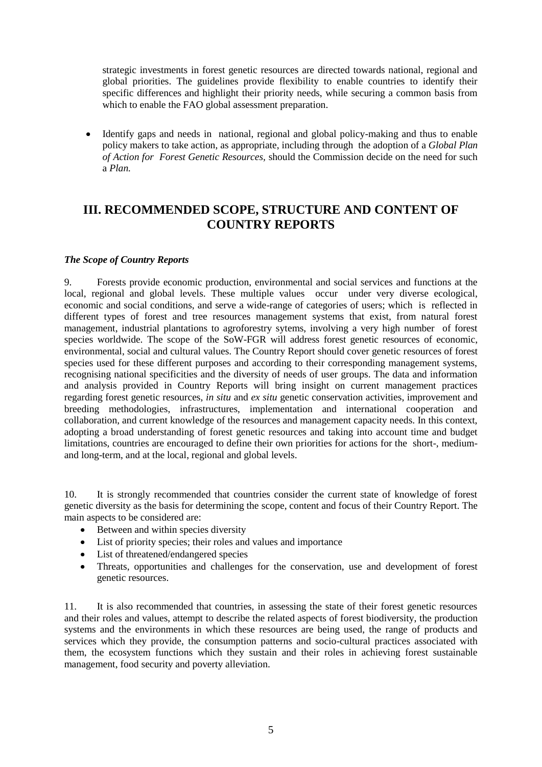strategic investments in forest genetic resources are directed towards national, regional and global priorities. The guidelines provide flexibility to enable countries to identify their specific differences and highlight their priority needs, while securing a common basis from which to enable the FAO global assessment preparation.

- Identify gaps and needs in national, regional and global policy-making and thus to enable policy makers to take action, as appropriate, including through the adoption of a *Global Plan of Action for Forest Genetic Resources*, should the Commission decide on the need for such a *Plan.*

## III. RECOMMENDED SCOPE, STRUCTURE AND CONTENT OF COUNTRY REPORTS

***The Scope of Country Reports***

9. Forests provide economic production, environmental and social services and functions at the local, regional and global levels. These multiple values occur under very diverse ecological, economic and social conditions, and serve a wide-range of categories of users; which is reflected in different types of forest and tree resources management systems that exist, from natural forest management, industrial plantations to agroforestry sytems, involving a very high number of forest species worldwide. The scope of the SoW-FGR will address forest genetic resources of economic, environmental, social and cultural values. The Country Report should cover genetic resources of forest species used for these different purposes and according to their corresponding management systems, recognising national specificities and the diversity of needs of user groups. The data and information and analysis provided in Country Reports will bring insight on current management practices regarding forest genetic resources, *in situ* and *ex situ* genetic conservation activities, improvement and breeding methodologies, infrastructures, implementation and international cooperation and collaboration, and current knowledge of the resources and management capacity needs. In this context, adopting a broad understanding of forest genetic resources and taking into account time and budget limitations, countries are encouraged to define their own priorities for actions for the short-, medium- and long-term, and at the local, regional and global levels.

10. It is strongly recommended that countries consider the current state of knowledge of forest genetic diversity as the basis for determining the scope, content and focus of their Country Report. The main aspects to be considered are:

- Between and within species diversity
- List of priority species; their roles and values and importance
- List of threatened/endangered species
- Threats, opportunities and challenges for the conservation, use and development of forest genetic resources.

11. It is also recommended that countries, in assessing the state of their forest genetic resources and their roles and values, attempt to describe the related aspects of forest biodiversity, the production systems and the environments in which these resources are being used, the range of products and services which they provide, the consumption patterns and socio-cultural practices associated with them, the ecosystem functions which they sustain and their roles in achieving forest sustainable management, food security and poverty alleviation.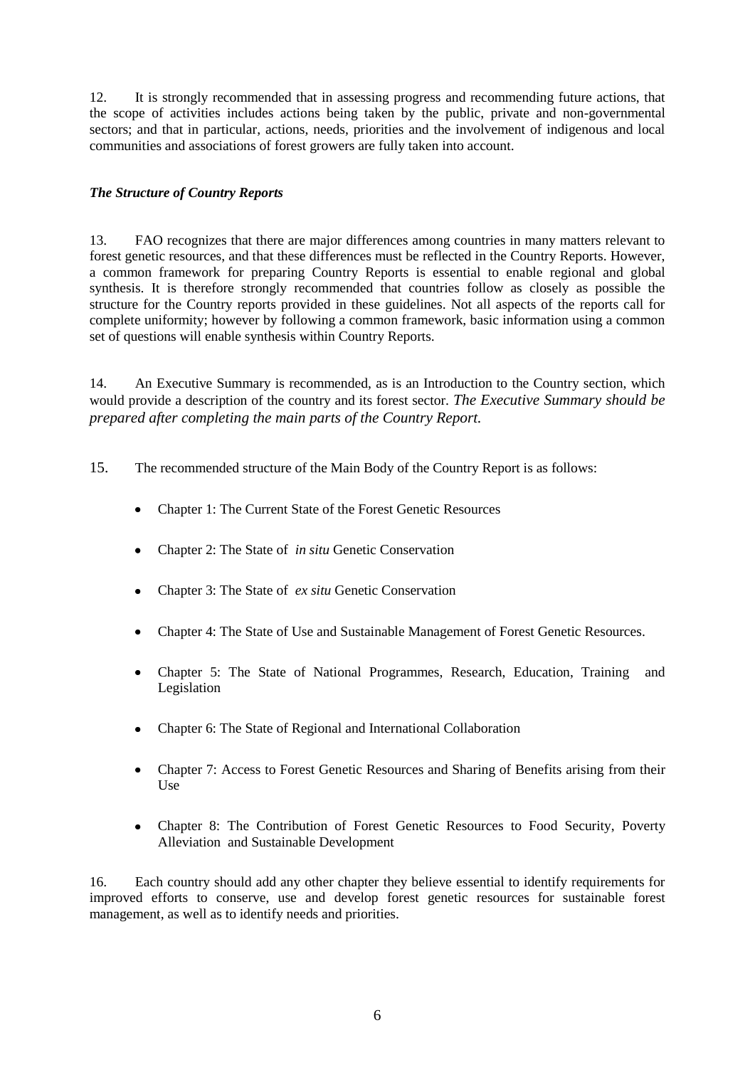12. It is strongly recommended that in assessing progress and recommending future actions, that the scope of activities includes actions being taken by the public, private and non-governmental sectors; and that in particular, actions, needs, priorities and the involvement of indigenous and local communities and associations of forest growers are fully taken into account.

***The Structure of Country Reports***

13. FAO recognizes that there are major differences among countries in many matters relevant to forest genetic resources, and that these differences must be reflected in the Country Reports. However, a common framework for preparing Country Reports is essential to enable regional and global synthesis. It is therefore strongly recommended that countries follow as closely as possible the structure for the Country reports provided in these guidelines. Not all aspects of the reports call for complete uniformity; however by following a common framework, basic information using a common set of questions will enable synthesis within Country Reports.

14. An Executive Summary is recommended, as is an Introduction to the Country section, which would provide a description of the country and its forest sector. *The Executive Summary should be prepared after completing the main parts of the Country Report.*

15. The recommended structure of the Main Body of the Country Report is as follows:

- Chapter 1: The Current State of the Forest Genetic Resources
- Chapter 2: The State of *in situ* Genetic Conservation
- Chapter 3: The State of *ex situ* Genetic Conservation
- Chapter 4: The State of Use and Sustainable Management of Forest Genetic Resources.
- Chapter 5: The State of National Programmes, Research, Education, Training and Legislation
- Chapter 6: The State of Regional and International Collaboration
- Chapter 7: Access to Forest Genetic Resources and Sharing of Benefits arising from their Use
- Chapter 8: The Contribution of Forest Genetic Resources to Food Security, Poverty Alleviation and Sustainable Development

16. Each country should add any other chapter they believe essential to identify requirements for improved efforts to conserve, use and develop forest genetic resources for sustainable forest management, as well as to identify needs and priorities.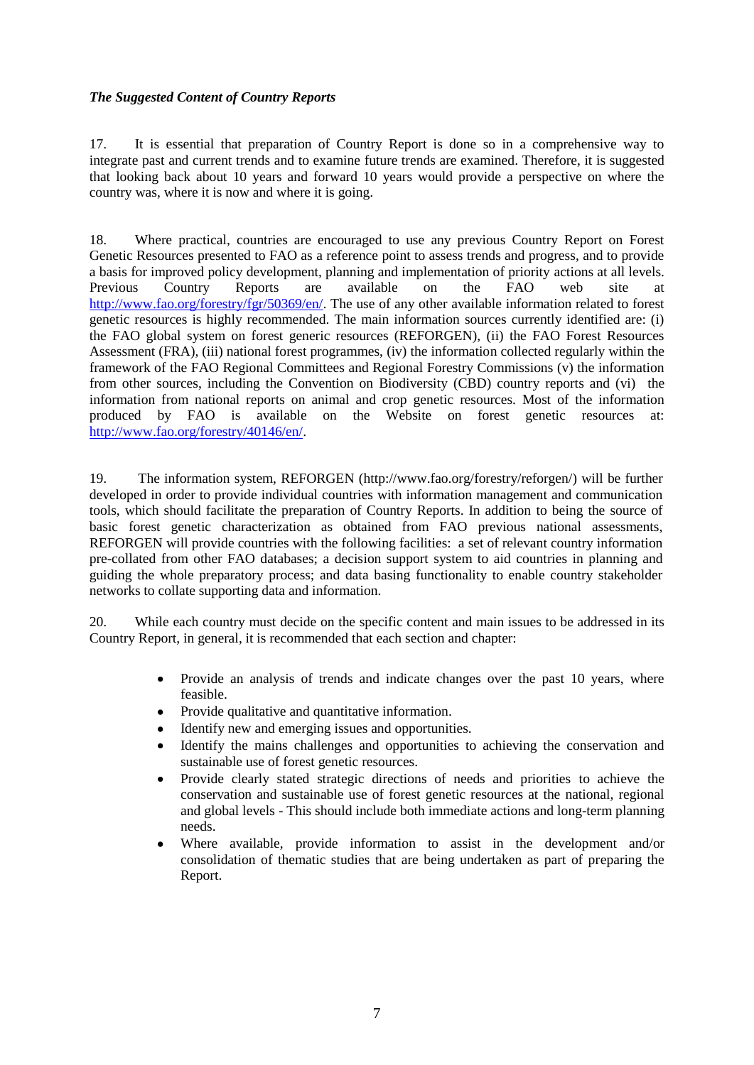*The Suggested Content of Country Reports*

17. It is essential that preparation of Country Report is done so in a comprehensive way to integrate past and current trends and to examine future trends are examined. Therefore, it is suggested that looking back about 10 years and forward 10 years would provide a perspective on where the country was, where it is now and where it is going.

18. Where practical, countries are encouraged to use any previous Country Report on Forest Genetic Resources presented to FAO as a reference point to assess trends and progress, and to provide a basis for improved policy development, planning and implementation of priority actions at all levels. Previous Country Reports are available on the FAO web site at http://www.fao.org/forestry/fgr/50369/en/. The use of any other available information related to forest genetic resources is highly recommended. The main information sources currently identified are: (i) the FAO global system on forest generic resources (REFORGEN), (ii) the FAO Forest Resources Assessment (FRA), (iii) national forest programmes, (iv) the information collected regularly within the framework of the FAO Regional Committees and Regional Forestry Commissions (v) the information from other sources, including the Convention on Biodiversity (CBD) country reports and (vi) the information from national reports on animal and crop genetic resources. Most of the information produced by FAO is available on the Website on forest genetic resources at: http://www.fao.org/forestry/40146/en/.

19. The information system, REFORGEN (http://www.fao.org/forestry/reforgen/) will be further developed in order to provide individual countries with information management and communication tools, which should facilitate the preparation of Country Reports. In addition to being the source of basic forest genetic characterization as obtained from FAO previous national assessments, REFORGEN will provide countries with the following facilities: a set of relevant country information pre-collated from other FAO databases; a decision support system to aid countries in planning and guiding the whole preparatory process; and data basing functionality to enable country stakeholder networks to collate supporting data and information.

20. While each country must decide on the specific content and main issues to be addressed in its Country Report, in general, it is recommended that each section and chapter:

- Provide an analysis of trends and indicate changes over the past 10 years, where feasible.
- Provide qualitative and quantitative information.
- Identify new and emerging issues and opportunities.
- Identify the mains challenges and opportunities to achieving the conservation and sustainable use of forest genetic resources.
- Provide clearly stated strategic directions of needs and priorities to achieve the conservation and sustainable use of forest genetic resources at the national, regional and global levels - This should include both immediate actions and long-term planning needs.
- Where available, provide information to assist in the development and/or consolidation of thematic studies that are being undertaken as part of preparing the Report.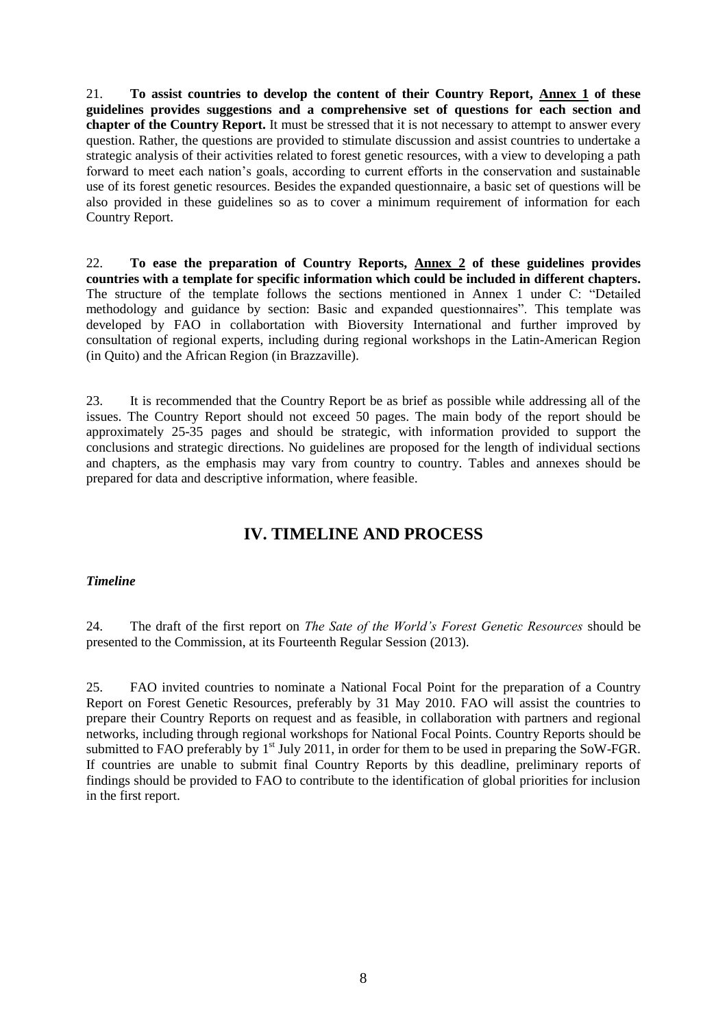21. **To assist countries to develop the content of their Country Report, Annex 1 of these guidelines provides suggestions and a comprehensive set of questions for each section and chapter of the Country Report.** It must be stressed that it is not necessary to attempt to answer every question. Rather, the questions are provided to stimulate discussion and assist countries to undertake a strategic analysis of their activities related to forest genetic resources, with a view to developing a path forward to meet each nation's goals, according to current efforts in the conservation and sustainable use of its forest genetic resources. Besides the expanded questionnaire, a basic set of questions will be also provided in these guidelines so as to cover a minimum requirement of information for each Country Report.

22. **To ease the preparation of Country Reports, Annex 2 of these guidelines provides countries with a template for specific information which could be included in different chapters.** The structure of the template follows the sections mentioned in Annex 1 under C: "Detailed methodology and guidance by section: Basic and expanded questionnaires". This template was developed by FAO in collabortation with Bioversity International and further improved by consultation of regional experts, including during regional workshops in the Latin-American Region (in Quito) and the African Region (in Brazzaville).

23. It is recommended that the Country Report be as brief as possible while addressing all of the issues. The Country Report should not exceed 50 pages. The main body of the report should be approximately 25-35 pages and should be strategic, with information provided to support the conclusions and strategic directions. No guidelines are proposed for the length of individual sections and chapters, as the emphasis may vary from country to country. Tables and annexes should be prepared for data and descriptive information, where feasible.

## IV. TIMELINE AND PROCESS

### *Timeline*

24. The draft of the first report on *The Sate of the World's Forest Genetic Resources* should be presented to the Commission, at its Fourteenth Regular Session (2013).

25. FAO invited countries to nominate a National Focal Point for the preparation of a Country Report on Forest Genetic Resources, preferably by 31 May 2010. FAO will assist the countries to prepare their Country Reports on request and as feasible, in collaboration with partners and regional networks, including through regional workshops for National Focal Points. Country Reports should be submitted to FAO preferably by 1st July 2011, in order for them to be used in preparing the SoW-FGR. If countries are unable to submit final Country Reports by this deadline, preliminary reports of findings should be provided to FAO to contribute to the identification of global priorities for inclusion in the first report.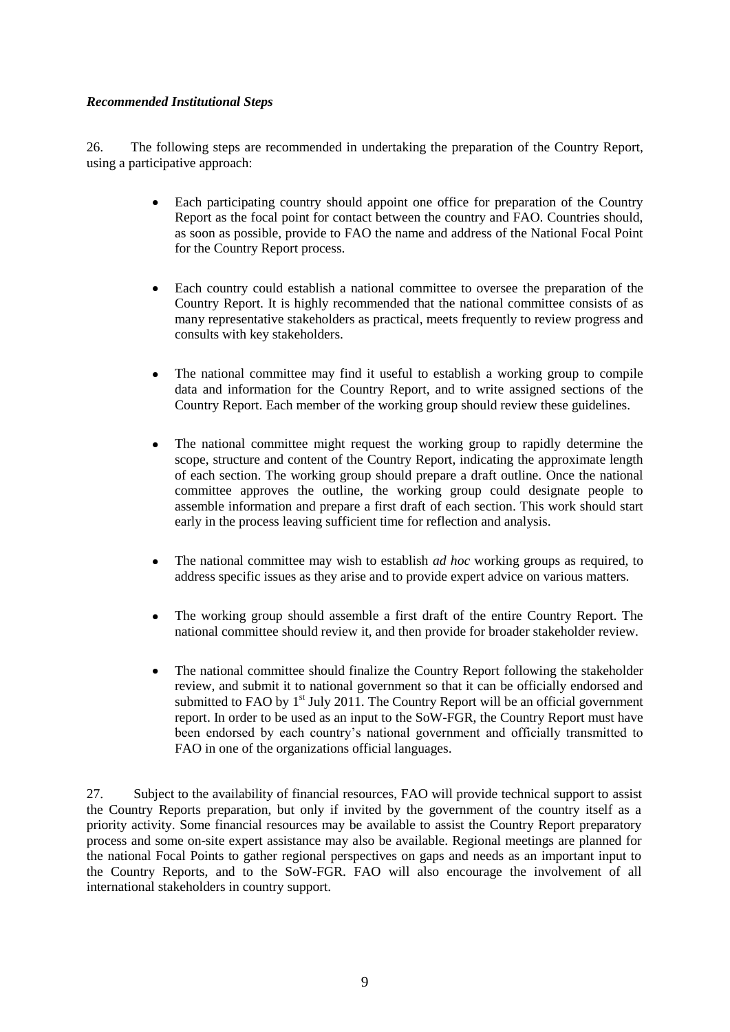***Recommended Institutional Steps***

26. The following steps are recommended in undertaking the preparation of the Country Report, using a participative approach:

- Each participating country should appoint one office for preparation of the Country Report as the focal point for contact between the country and FAO. Countries should, as soon as possible, provide to FAO the name and address of the National Focal Point for the Country Report process.

- Each country could establish a national committee to oversee the preparation of the Country Report. It is highly recommended that the national committee consists of as many representative stakeholders as practical, meets frequently to review progress and consults with key stakeholders.

- The national committee may find it useful to establish a working group to compile data and information for the Country Report, and to write assigned sections of the Country Report. Each member of the working group should review these guidelines.

- The national committee might request the working group to rapidly determine the scope, structure and content of the Country Report, indicating the approximate length of each section. The working group should prepare a draft outline. Once the national committee approves the outline, the working group could designate people to assemble information and prepare a first draft of each section. This work should start early in the process leaving sufficient time for reflection and analysis.

- The national committee may wish to establish *ad hoc* working groups as required, to address specific issues as they arise and to provide expert advice on various matters.

- The working group should assemble a first draft of the entire Country Report. The national committee should review it, and then provide for broader stakeholder review.

- The national committee should finalize the Country Report following the stakeholder review, and submit it to national government so that it can be officially endorsed and submitted to FAO by 1st July 2011. The Country Report will be an official government report. In order to be used as an input to the SoW-FGR, the Country Report must have been endorsed by each country's national government and officially transmitted to FAO in one of the organizations official languages.

27. Subject to the availability of financial resources, FAO will provide technical support to assist the Country Reports preparation, but only if invited by the government of the country itself as a priority activity. Some financial resources may be available to assist the Country Report preparatory process and some on-site expert assistance may also be available. Regional meetings are planned for the national Focal Points to gather regional perspectives on gaps and needs as an important input to the Country Reports, and to the SoW-FGR. FAO will also encourage the involvement of all international stakeholders in country support.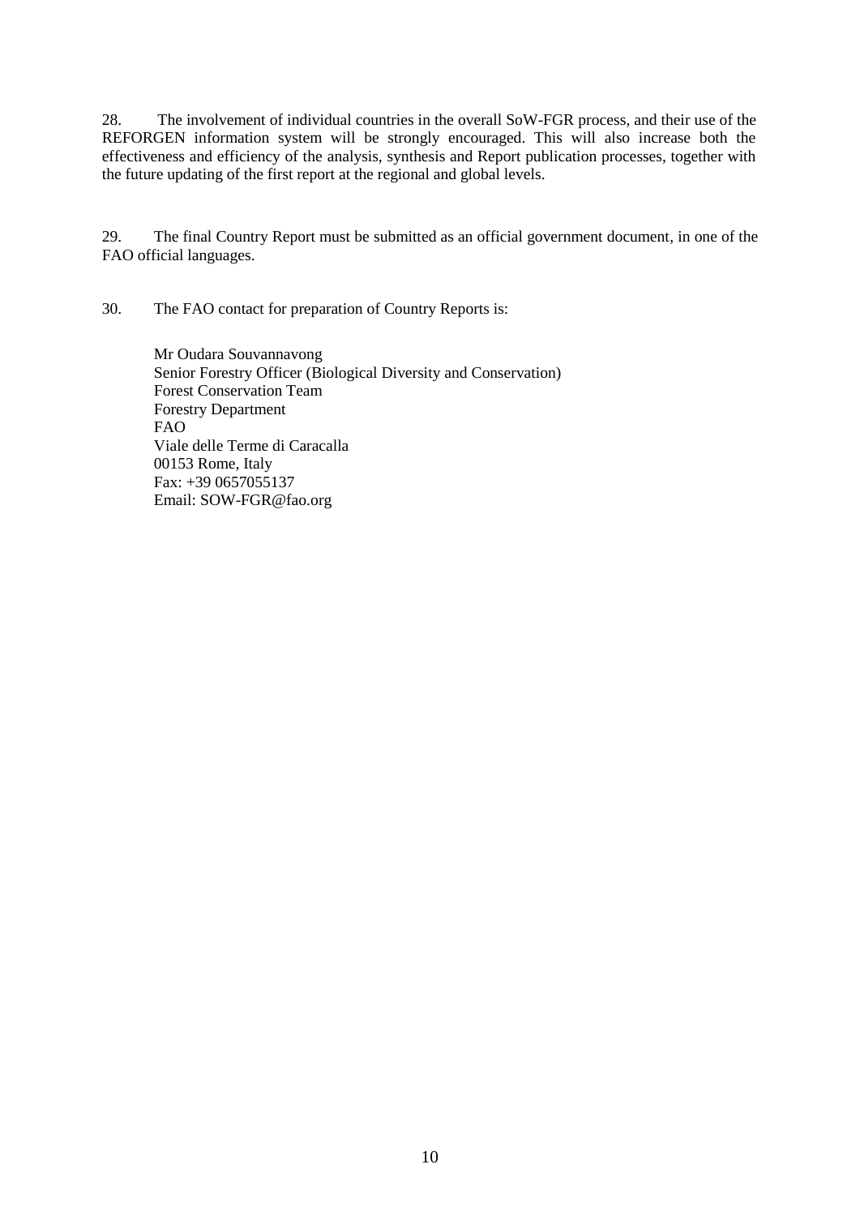28. The involvement of individual countries in the overall SoW-FGR process, and their use of the REFORGEN information system will be strongly encouraged. This will also increase both the effectiveness and efficiency of the analysis, synthesis and Report publication processes, together with the future updating of the first report at the regional and global levels.

29. The final Country Report must be submitted as an official government document, in one of the FAO official languages.

30. The FAO contact for preparation of Country Reports is:

Mr Oudara Souvannavong  
Senior Forestry Officer (Biological Diversity and Conservation)  
Forest Conservation Team  
Forestry Department  
FAO  
Viale delle Terme di Caracalla  
00153 Rome, Italy  
Fax: +39 0657055137  
Email: SOW-FGR@fao.org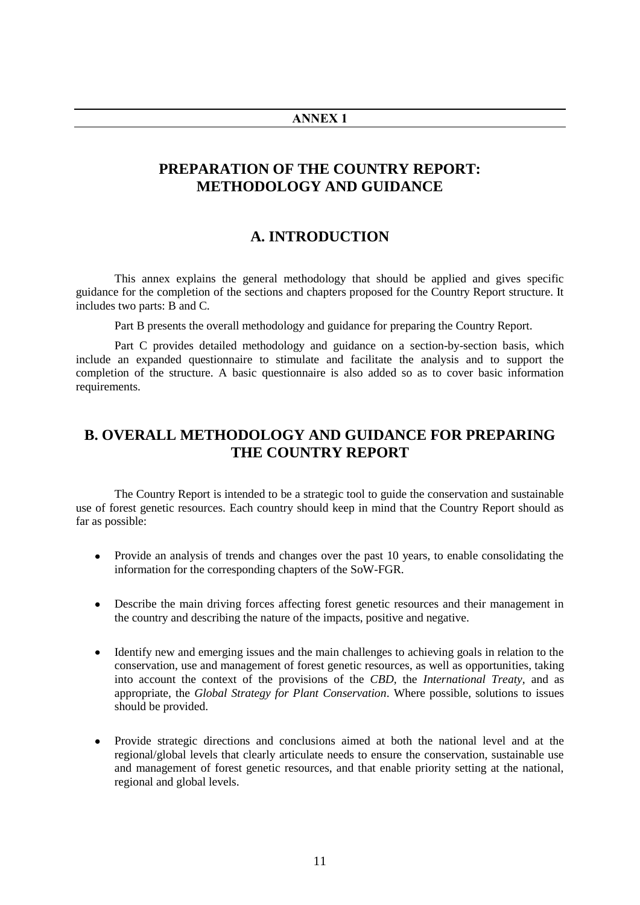**ANNEX 1**

# PREPARATION OF THE COUNTRY REPORT: METHODOLOGY AND GUIDANCE

## A. INTRODUCTION

This annex explains the general methodology that should be applied and gives specific guidance for the completion of the sections and chapters proposed for the Country Report structure. It includes two parts: B and C.

Part B presents the overall methodology and guidance for preparing the Country Report.

Part C provides detailed methodology and guidance on a section-by-section basis, which include an expanded questionnaire to stimulate and facilitate the analysis and to support the completion of the structure. A basic questionnaire is also added so as to cover basic information requirements.

## B. OVERALL METHODOLOGY AND GUIDANCE FOR PREPARING THE COUNTRY REPORT

The Country Report is intended to be a strategic tool to guide the conservation and sustainable use of forest genetic resources. Each country should keep in mind that the Country Report should as far as possible:

- Provide an analysis of trends and changes over the past 10 years, to enable consolidating the information for the corresponding chapters of the SoW-FGR.
- Describe the main driving forces affecting forest genetic resources and their management in the country and describing the nature of the impacts, positive and negative.
- Identify new and emerging issues and the main challenges to achieving goals in relation to the conservation, use and management of forest genetic resources, as well as opportunities, taking into account the context of the provisions of the *CBD*, the *International Treaty*, and as appropriate, the *Global Strategy for Plant Conservation*. Where possible, solutions to issues should be provided.
- Provide strategic directions and conclusions aimed at both the national level and at the regional/global levels that clearly articulate needs to ensure the conservation, sustainable use and management of forest genetic resources, and that enable priority setting at the national, regional and global levels.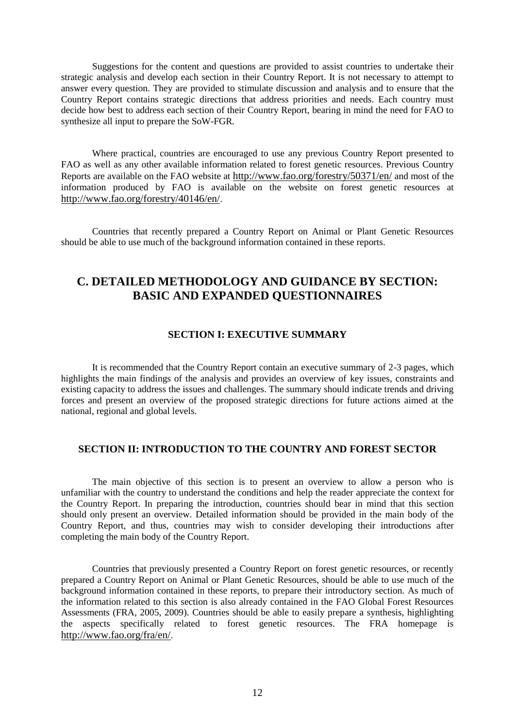Suggestions for the content and questions are provided to assist countries to undertake their strategic analysis and develop each section in their Country Report. It is not necessary to attempt to answer every question. They are provided to stimulate discussion and analysis and to ensure that the Country Report contains strategic directions that address priorities and needs. Each country must decide how best to address each section of their Country Report, bearing in mind the need for FAO to synthesize all input to prepare the SoW-FGR.

Where practical, countries are encouraged to use any previous Country Report presented to FAO as well as any other available information related to forest genetic resources. Previous Country Reports are available on the FAO website at http://www.fao.org/forestry/50371/en/ and most of the information produced by FAO is available on the website on forest genetic resources at http://www.fao.org/forestry/40146/en/.

Countries that recently prepared a Country Report on Animal or Plant Genetic Resources should be able to use much of the background information contained in these reports.

# C. DETAILED METHODOLOGY AND GUIDANCE BY SECTION: BASIC AND EXPANDED QUESTIONNAIRES

## SECTION I: EXECUTIVE SUMMARY

It is recommended that the Country Report contain an executive summary of 2-3 pages, which highlights the main findings of the analysis and provides an overview of key issues, constraints and existing capacity to address the issues and challenges. The summary should indicate trends and driving forces and present an overview of the proposed strategic directions for future actions aimed at the national, regional and global levels.

## SECTION II: INTRODUCTION TO THE COUNTRY AND FOREST SECTOR

The main objective of this section is to present an overview to allow a person who is unfamiliar with the country to understand the conditions and help the reader appreciate the context for the Country Report. In preparing the introduction, countries should bear in mind that this section should only present an overview. Detailed information should be provided in the main body of the Country Report, and thus, countries may wish to consider developing their introductions after completing the main body of the Country Report.

Countries that previously presented a Country Report on forest genetic resources, or recently prepared a Country Report on Animal or Plant Genetic Resources, should be able to use much of the background information contained in these reports, to prepare their introductory section. As much of the information related to this section is also already contained in the FAO Global Forest Resources Assessments (FRA, 2005, 2009). Countries should be able to easily prepare a synthesis, highlighting the aspects specifically related to forest genetic resources. The FRA homepage is http://www.fao.org/fra/en/.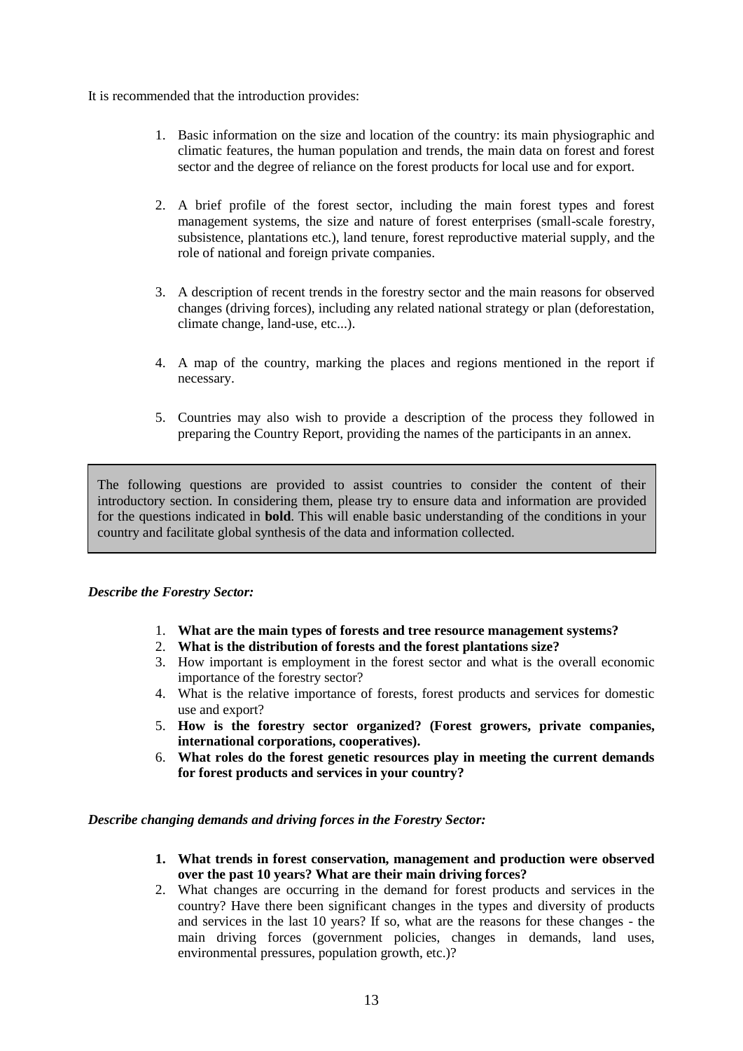It is recommended that the introduction provides:

1. Basic information on the size and location of the country: its main physiographic and climatic features, the human population and trends, the main data on forest and forest sector and the degree of reliance on the forest products for local use and for export.

2. A brief profile of the forest sector, including the main forest types and forest management systems, the size and nature of forest enterprises (small-scale forestry, subsistence, plantations etc.), land tenure, forest reproductive material supply, and the role of national and foreign private companies.

3. A description of recent trends in the forestry sector and the main reasons for observed changes (driving forces), including any related national strategy or plan (deforestation, climate change, land-use, etc...).

4. A map of the country, marking the places and regions mentioned in the report if necessary.

5. Countries may also wish to provide a description of the process they followed in preparing the Country Report, providing the names of the participants in an annex.

> The following questions are provided to assist countries to consider the content of their introductory section. In considering them, please try to ensure data and information are provided for the questions indicated in **bold**. This will enable basic understanding of the conditions in your country and facilitate global synthesis of the data and information collected.

***Describe the Forestry Sector:***

1. **What are the main types of forests and tree resource management systems?**
2. **What is the distribution of forests and the forest plantations size?**
3. How important is employment in the forest sector and what is the overall economic importance of the forestry sector?
4. What is the relative importance of forests, forest products and services for domestic use and export?
5. **How is the forestry sector organized? (Forest growers, private companies, international corporations, cooperatives).**
6. **What roles do the forest genetic resources play in meeting the current demands for forest products and services in your country?**

***Describe changing demands and driving forces in the Forestry Sector:***

1. **What trends in forest conservation, management and production were observed over the past 10 years? What are their main driving forces?**
2. What changes are occurring in the demand for forest products and services in the country? Have there been significant changes in the types and diversity of products and services in the last 10 years? If so, what are the reasons for these changes - the main driving forces (government policies, changes in demands, land uses, environmental pressures, population growth, etc.)?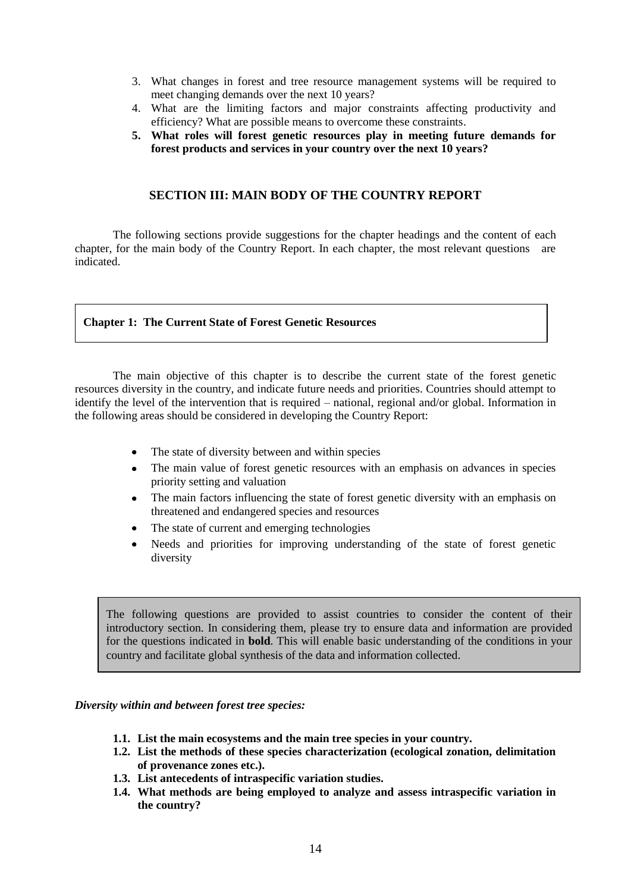3. What changes in forest and tree resource management systems will be required to meet changing demands over the next 10 years?
4. What are the limiting factors and major constraints affecting productivity and efficiency? What are possible means to overcome these constraints.
5. **What roles will forest genetic resources play in meeting future demands for forest products and services in your country over the next 10 years?**

## SECTION III: MAIN BODY OF THE COUNTRY REPORT

The following sections provide suggestions for the chapter headings and the content of each chapter, for the main body of the Country Report. In each chapter, the most relevant questions are indicated.

### Chapter 1: The Current State of Forest Genetic Resources

The main objective of this chapter is to describe the current state of the forest genetic resources diversity in the country, and indicate future needs and priorities. Countries should attempt to identify the level of the intervention that is required – national, regional and/or global. Information in the following areas should be considered in developing the Country Report:

- The state of diversity between and within species
- The main value of forest genetic resources with an emphasis on advances in species priority setting and valuation
- The main factors influencing the state of forest genetic diversity with an emphasis on threatened and endangered species and resources
- The state of current and emerging technologies
- Needs and priorities for improving understanding of the state of forest genetic diversity

The following questions are provided to assist countries to consider the content of their introductory section. In considering them, please try to ensure data and information are provided for the questions indicated in **bold**. This will enable basic understanding of the conditions in your country and facilitate global synthesis of the data and information collected.

***Diversity within and between forest tree species:***

**1.1. List the main ecosystems and the main tree species in your country.**

**1.2. List the methods of these species characterization (ecological zonation, delimitation of provenance zones etc.).**

**1.3. List antecedents of intraspecific variation studies.**

**1.4. What methods are being employed to analyze and assess intraspecific variation in the country?**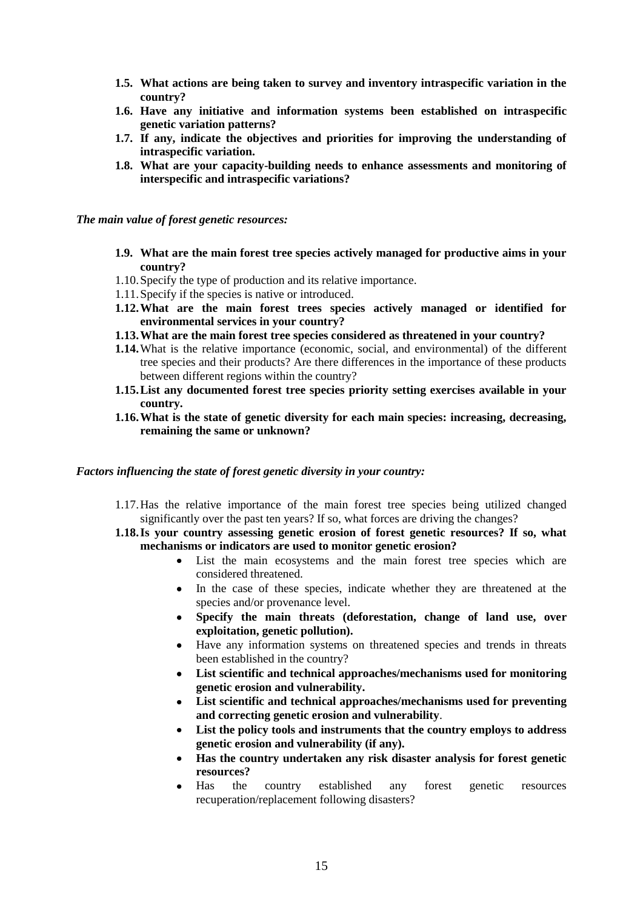**1.5. What actions are being taken to survey and inventory intraspecific variation in the country?**

**1.6. Have any initiative and information systems been established on intraspecific genetic variation patterns?**

**1.7. If any, indicate the objectives and priorities for improving the understanding of intraspecific variation.**

**1.8. What are your capacity-building needs to enhance assessments and monitoring of interspecific and intraspecific variations?**

*The main value of forest genetic resources:*

**1.9. What are the main forest tree species actively managed for productive aims in your country?**

1.10. Specify the type of production and its relative importance.

1.11. Specify if the species is native or introduced.

**1.12. What are the main forest trees species actively managed or identified for environmental services in your country?**

**1.13. What are the main forest tree species considered as threatened in your country?**

**1.14.** What is the relative importance (economic, social, and environmental) of the different tree species and their products? Are there differences in the importance of these products between different regions within the country?

**1.15. List any documented forest tree species priority setting exercises available in your country.**

**1.16. What is the state of genetic diversity for each main species: increasing, decreasing, remaining the same or unknown?**

*Factors influencing the state of forest genetic diversity in your country:*

1.17. Has the relative importance of the main forest tree species being utilized changed significantly over the past ten years? If so, what forces are driving the changes?

**1.18. Is your country assessing genetic erosion of forest genetic resources? If so, what mechanisms or indicators are used to monitor genetic erosion?**

- List the main ecosystems and the main forest tree species which are considered threatened.
- In the case of these species, indicate whether they are threatened at the species and/or provenance level.
- **Specify the main threats (deforestation, change of land use, over exploitation, genetic pollution).**
- Have any information systems on threatened species and trends in threats been established in the country?
- **List scientific and technical approaches/mechanisms used for monitoring genetic erosion and vulnerability.**
- **List scientific and technical approaches/mechanisms used for preventing and correcting genetic erosion and vulnerability**.
- **List the policy tools and instruments that the country employs to address genetic erosion and vulnerability (if any).**
- **Has the country undertaken any risk disaster analysis for forest genetic resources?**
- Has the country established any forest genetic resources recuperation/replacement following disasters?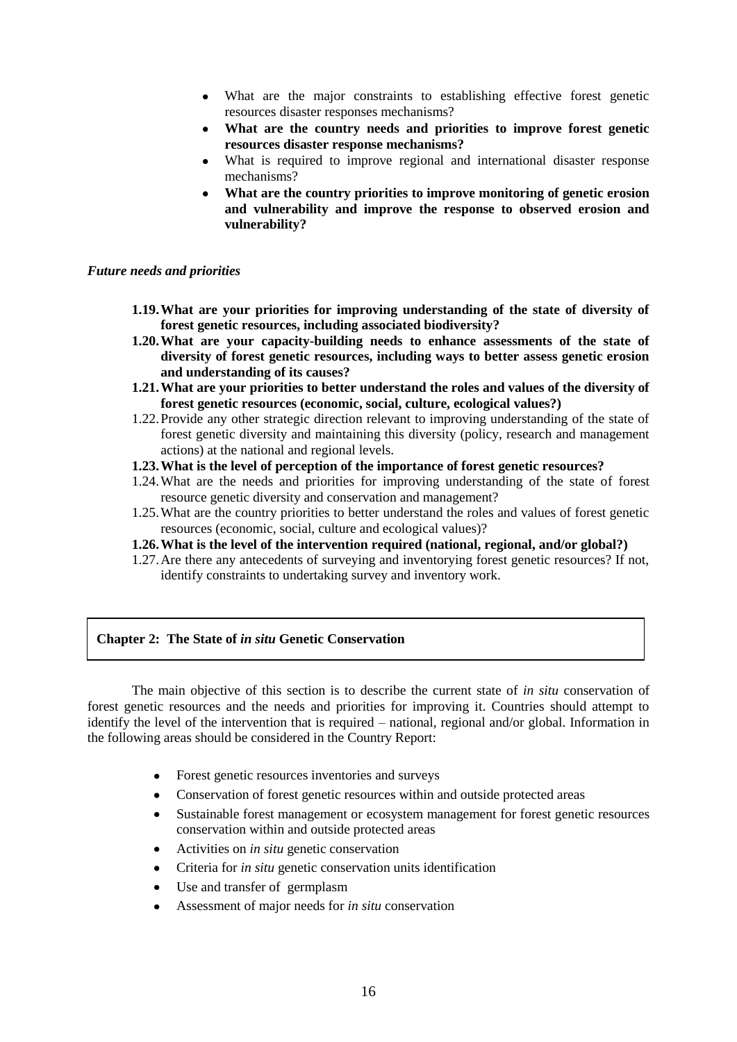- What are the major constraints to establishing effective forest genetic resources disaster responses mechanisms?
- **What are the country needs and priorities to improve forest genetic resources disaster response mechanisms?**
- What is required to improve regional and international disaster response mechanisms?
- **What are the country priorities to improve monitoring of genetic erosion and vulnerability and improve the response to observed erosion and vulnerability?**

*Future needs and priorities*

**1.19. What are your priorities for improving understanding of the state of diversity of forest genetic resources, including associated biodiversity?**

**1.20. What are your capacity-building needs to enhance assessments of the state of diversity of forest genetic resources, including ways to better assess genetic erosion and understanding of its causes?**

**1.21. What are your priorities to better understand the roles and values of the diversity of forest genetic resources (economic, social, culture, ecological values?)**

1.22. Provide any other strategic direction relevant to improving understanding of the state of forest genetic diversity and maintaining this diversity (policy, research and management actions) at the national and regional levels.

**1.23. What is the level of perception of the importance of forest genetic resources?**

1.24. What are the needs and priorities for improving understanding of the state of forest resource genetic diversity and conservation and management?

1.25. What are the country priorities to better understand the roles and values of forest genetic resources (economic, social, culture and ecological values)?

**1.26. What is the level of the intervention required (national, regional, and/or global?)**

1.27. Are there any antecedents of surveying and inventorying forest genetic resources? If not, identify constraints to undertaking survey and inventory work.

## Chapter 2: The State of *in situ* Genetic Conservation

The main objective of this section is to describe the current state of *in situ* conservation of forest genetic resources and the needs and priorities for improving it. Countries should attempt to identify the level of the intervention that is required – national, regional and/or global. Information in the following areas should be considered in the Country Report:

- Forest genetic resources inventories and surveys
- Conservation of forest genetic resources within and outside protected areas
- Sustainable forest management or ecosystem management for forest genetic resources conservation within and outside protected areas
- Activities on *in situ* genetic conservation
- Criteria for *in situ* genetic conservation units identification
- Use and transfer of germplasm
- Assessment of major needs for *in situ* conservation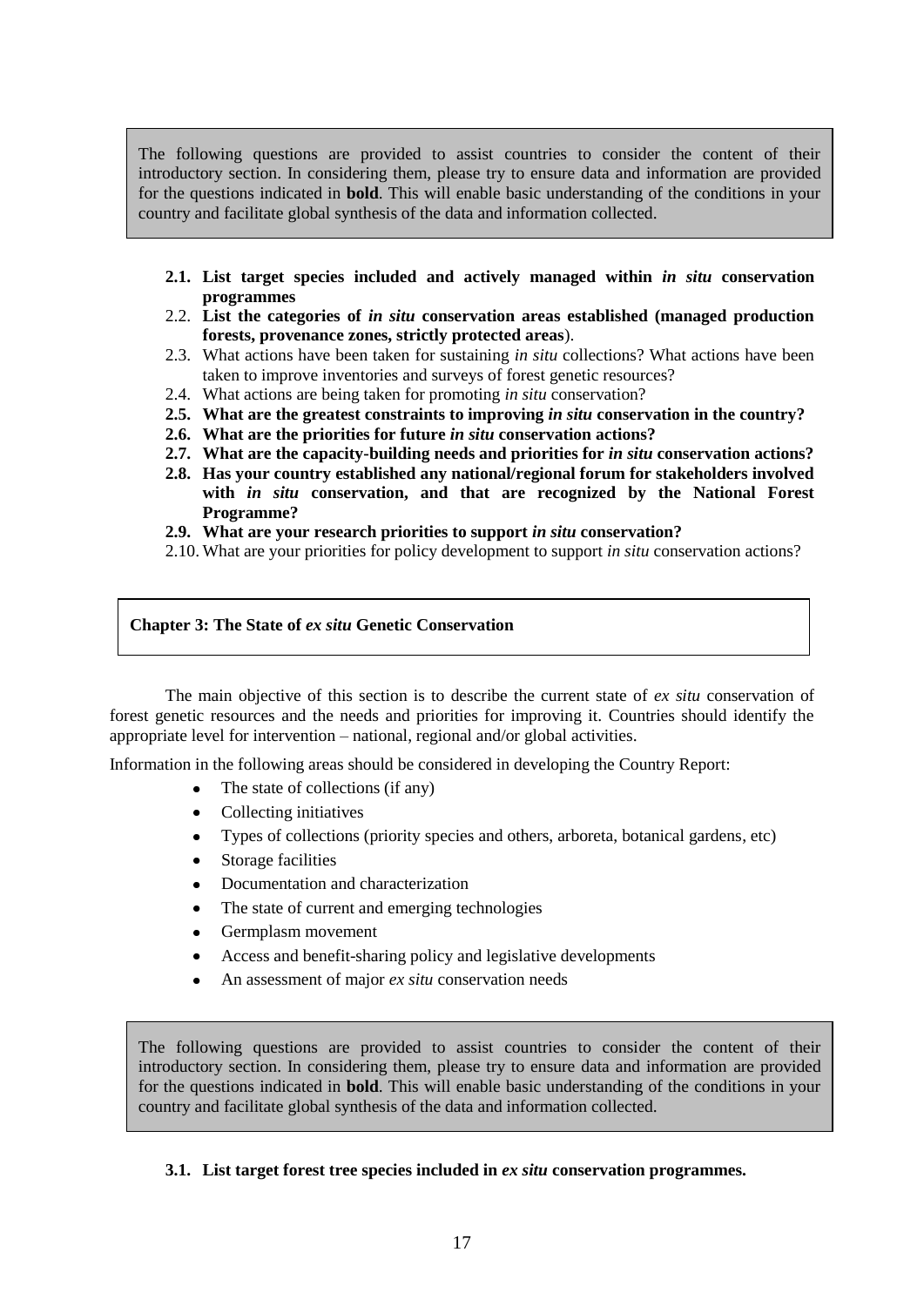The following questions are provided to assist countries to consider the content of their introductory section. In considering them, please try to ensure data and information are provided for the questions indicated in **bold**. This will enable basic understanding of the conditions in your country and facilitate global synthesis of the data and information collected.

- **2.1. List target species included and actively managed within *in situ* conservation programmes**
- 2.2. **List the categories of *in situ* conservation areas established (managed production forests, provenance zones, strictly protected areas**).
- 2.3. What actions have been taken for sustaining *in situ* collections? What actions have been taken to improve inventories and surveys of forest genetic resources?
- 2.4. What actions are being taken for promoting *in situ* conservation?
- **2.5. What are the greatest constraints to improving *in situ* conservation in the country?**
- **2.6. What are the priorities for future *in situ* conservation actions?**
- **2.7. What are the capacity-building needs and priorities for *in situ* conservation actions?**
- **2.8. Has your country established any national/regional forum for stakeholders involved with *in situ* conservation, and that are recognized by the National Forest Programme?**
- **2.9. What are your research priorities to support *in situ* conservation?**
- 2.10. What are your priorities for policy development to support *in situ* conservation actions?

## Chapter 3: The State of *ex situ* Genetic Conservation

The main objective of this section is to describe the current state of *ex situ* conservation of forest genetic resources and the needs and priorities for improving it. Countries should identify the appropriate level for intervention – national, regional and/or global activities.

Information in the following areas should be considered in developing the Country Report:

- The state of collections (if any)
- Collecting initiatives
- Types of collections (priority species and others, arboreta, botanical gardens, etc)
- Storage facilities
- Documentation and characterization
- The state of current and emerging technologies
- Germplasm movement
- Access and benefit-sharing policy and legislative developments
- An assessment of major *ex situ* conservation needs

The following questions are provided to assist countries to consider the content of their introductory section. In considering them, please try to ensure data and information are provided for the questions indicated in **bold**. This will enable basic understanding of the conditions in your country and facilitate global synthesis of the data and information collected.

- **3.1. List target forest tree species included in *ex situ* conservation programmes.**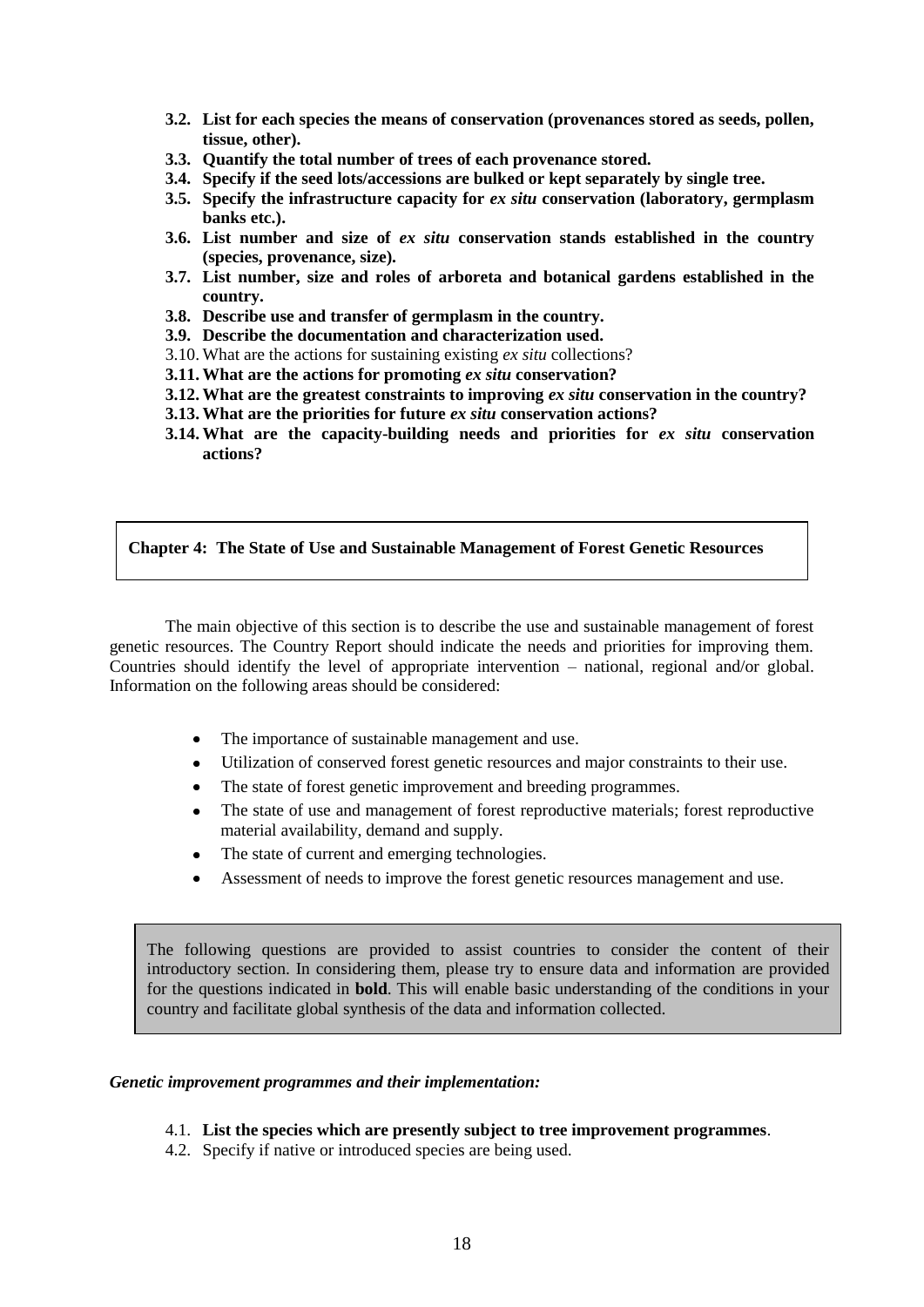3.2. **List for each species the means of conservation (provenances stored as seeds, pollen, tissue, other).**
3.3. **Quantify the total number of trees of each provenance stored.**
3.4. **Specify if the seed lots/accessions are bulked or kept separately by single tree.**
3.5. **Specify the infrastructure capacity for *ex situ* conservation (laboratory, germplasm banks etc.).**
3.6. **List number and size of *ex situ* conservation stands established in the country (species, provenance, size).**
3.7. **List number, size and roles of arboreta and botanical gardens established in the country.**
3.8. **Describe use and transfer of germplasm in the country.**
3.9. **Describe the documentation and characterization used.**
3.10. What are the actions for sustaining existing *ex situ* collections?
3.11. **What are the actions for promoting *ex situ* conservation?**
3.12. **What are the greatest constraints to improving *ex situ* conservation in the country?**
3.13. **What are the priorities for future *ex situ* conservation actions?**
3.14. **What are the capacity-building needs and priorities for *ex situ* conservation actions?**

## Chapter 4: The State of Use and Sustainable Management of Forest Genetic Resources

The main objective of this section is to describe the use and sustainable management of forest genetic resources. The Country Report should indicate the needs and priorities for improving them. Countries should identify the level of appropriate intervention – national, regional and/or global. Information on the following areas should be considered:

- The importance of sustainable management and use.
- Utilization of conserved forest genetic resources and major constraints to their use.
- The state of forest genetic improvement and breeding programmes.
- The state of use and management of forest reproductive materials; forest reproductive material availability, demand and supply.
- The state of current and emerging technologies.
- Assessment of needs to improve the forest genetic resources management and use.

The following questions are provided to assist countries to consider the content of their introductory section. In considering them, please try to ensure data and information are provided for the questions indicated in **bold**. This will enable basic understanding of the conditions in your country and facilitate global synthesis of the data and information collected.

***Genetic improvement programmes and their implementation:***

4.1. **List the species which are presently subject to tree improvement programmes**.
4.2. Specify if native or introduced species are being used.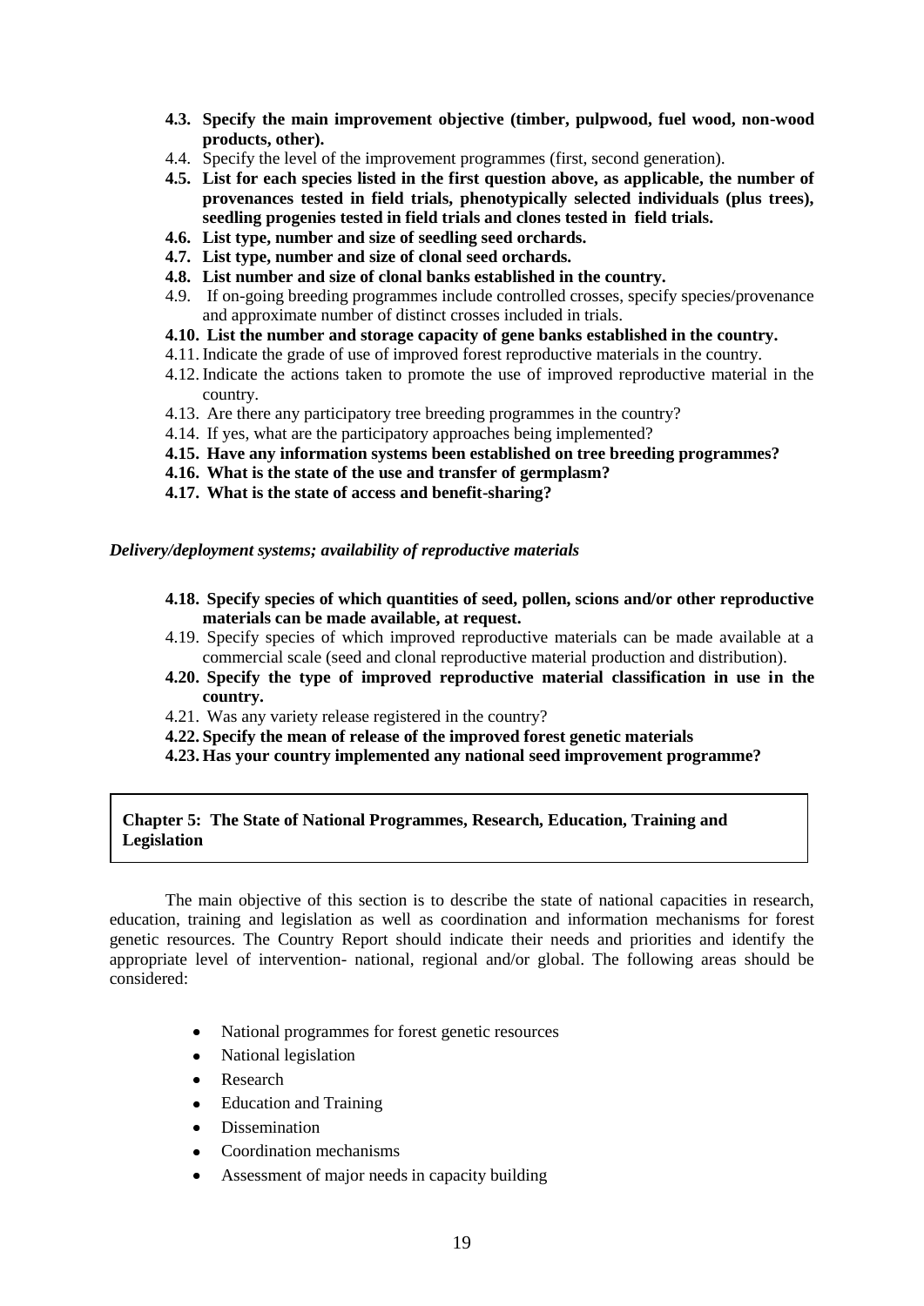**4.3. Specify the main improvement objective (timber, pulpwood, fuel wood, non-wood products, other).**

4.4. Specify the level of the improvement programmes (first, second generation).

**4.5. List for each species listed in the first question above, as applicable, the number of provenances tested in field trials, phenotypically selected individuals (plus trees), seedling progenies tested in field trials and clones tested in field trials.**

**4.6. List type, number and size of seedling seed orchards.**

**4.7. List type, number and size of clonal seed orchards.**

**4.8. List number and size of clonal banks established in the country.**

4.9. If on-going breeding programmes include controlled crosses, specify species/provenance and approximate number of distinct crosses included in trials.

**4.10. List the number and storage capacity of gene banks established in the country.**

4.11. Indicate the grade of use of improved forest reproductive materials in the country.

4.12. Indicate the actions taken to promote the use of improved reproductive material in the country.

4.13. Are there any participatory tree breeding programmes in the country?

4.14. If yes, what are the participatory approaches being implemented?

**4.15. Have any information systems been established on tree breeding programmes?**

**4.16. What is the state of the use and transfer of germplasm?**

**4.17. What is the state of access and benefit-sharing?**

***Delivery/deployment systems; availability of reproductive materials***

**4.18. Specify species of which quantities of seed, pollen, scions and/or other reproductive materials can be made available, at request.**

4.19. Specify species of which improved reproductive materials can be made available at a commercial scale (seed and clonal reproductive material production and distribution).

**4.20. Specify the type of improved reproductive material classification in use in the country.**

4.21. Was any variety release registered in the country?

**4.22. Specify the mean of release of the improved forest genetic materials**

**4.23. Has your country implemented any national seed improvement programme?**

## Chapter 5: The State of National Programmes, Research, Education, Training and Legislation

The main objective of this section is to describe the state of national capacities in research, education, training and legislation as well as coordination and information mechanisms for forest genetic resources. The Country Report should indicate their needs and priorities and identify the appropriate level of intervention- national, regional and/or global. The following areas should be considered:

- National programmes for forest genetic resources
- National legislation
- Research
- Education and Training
- Dissemination
- Coordination mechanisms
- Assessment of major needs in capacity building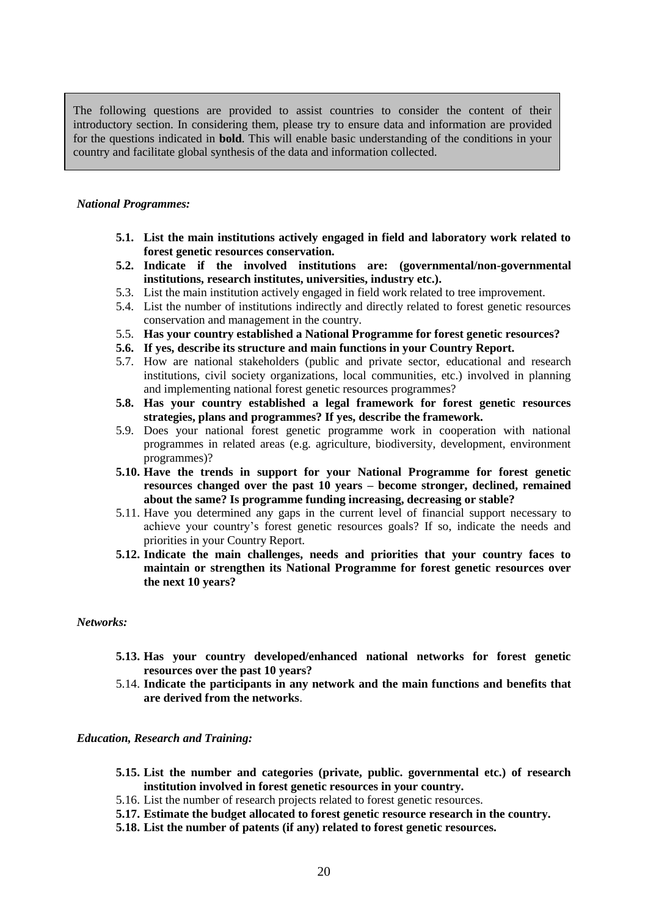The following questions are provided to assist countries to consider the content of their introductory section. In considering them, please try to ensure data and information are provided for the questions indicated in **bold**. This will enable basic understanding of the conditions in your country and facilitate global synthesis of the data and information collected.

*National Programmes:*

- **5.1. List the main institutions actively engaged in field and laboratory work related to forest genetic resources conservation.**
- **5.2. Indicate if the involved institutions are: (governmental/non-governmental institutions, research institutes, universities, industry etc.).**
- 5.3. List the main institution actively engaged in field work related to tree improvement.
- 5.4. List the number of institutions indirectly and directly related to forest genetic resources conservation and management in the country.
- 5.5. **Has your country established a National Programme for forest genetic resources?**
- **5.6. If yes, describe its structure and main functions in your Country Report.**
- 5.7. How are national stakeholders (public and private sector, educational and research institutions, civil society organizations, local communities, etc.) involved in planning and implementing national forest genetic resources programmes?
- **5.8. Has your country established a legal framework for forest genetic resources strategies, plans and programmes? If yes, describe the framework.**
- 5.9. Does your national forest genetic programme work in cooperation with national programmes in related areas (e.g. agriculture, biodiversity, development, environment programmes)?
- **5.10. Have the trends in support for your National Programme for forest genetic resources changed over the past 10 years – become stronger, declined, remained about the same? Is programme funding increasing, decreasing or stable?**
- 5.11. Have you determined any gaps in the current level of financial support necessary to achieve your country's forest genetic resources goals? If so, indicate the needs and priorities in your Country Report.
- **5.12. Indicate the main challenges, needs and priorities that your country faces to maintain or strengthen its National Programme for forest genetic resources over the next 10 years?**

*Networks:*

- **5.13. Has your country developed/enhanced national networks for forest genetic resources over the past 10 years?**
- 5.14. **Indicate the participants in any network and the main functions and benefits that are derived from the networks**.

*Education, Research and Training:*

- **5.15. List the number and categories (private, public. governmental etc.) of research institution involved in forest genetic resources in your country.**
- 5.16. List the number of research projects related to forest genetic resources.
- **5.17. Estimate the budget allocated to forest genetic resource research in the country.**
- **5.18. List the number of patents (if any) related to forest genetic resources.**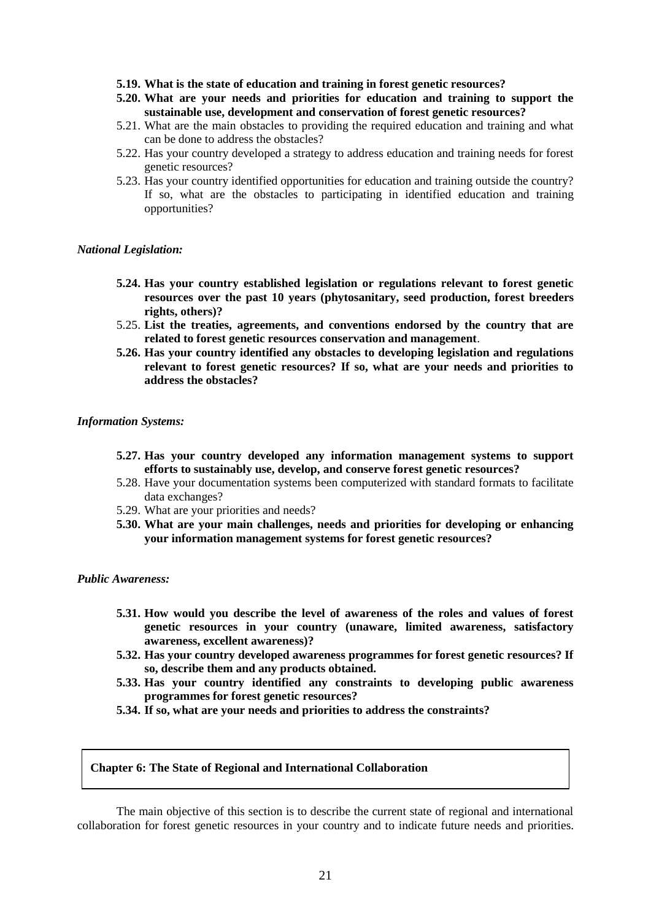- **5.19. What is the state of education and training in forest genetic resources?**
- **5.20. What are your needs and priorities for education and training to support the sustainable use, development and conservation of forest genetic resources?**
- 5.21. What are the main obstacles to providing the required education and training and what can be done to address the obstacles?
- 5.22. Has your country developed a strategy to address education and training needs for forest genetic resources?
- 5.23. Has your country identified opportunities for education and training outside the country? If so, what are the obstacles to participating in identified education and training opportunities?

***National Legislation:***

- **5.24. Has your country established legislation or regulations relevant to forest genetic resources over the past 10 years (phytosanitary, seed production, forest breeders rights, others)?**
- 5.25. **List the treaties, agreements, and conventions endorsed by the country that are related to forest genetic resources conservation and management**.
- **5.26. Has your country identified any obstacles to developing legislation and regulations relevant to forest genetic resources? If so, what are your needs and priorities to address the obstacles?**

***Information Systems:***

- **5.27. Has your country developed any information management systems to support efforts to sustainably use, develop, and conserve forest genetic resources?**
- 5.28. Have your documentation systems been computerized with standard formats to facilitate data exchanges?
- 5.29. What are your priorities and needs?
- **5.30. What are your main challenges, needs and priorities for developing or enhancing your information management systems for forest genetic resources?**

***Public Awareness:***

- **5.31. How would you describe the level of awareness of the roles and values of forest genetic resources in your country (unaware, limited awareness, satisfactory awareness, excellent awareness)?**
- **5.32. Has your country developed awareness programmes for forest genetic resources? If so, describe them and any products obtained.**
- **5.33. Has your country identified any constraints to developing public awareness programmes for forest genetic resources?**
- **5.34. If so, what are your needs and priorities to address the constraints?**

## Chapter 6: The State of Regional and International Collaboration

The main objective of this section is to describe the current state of regional and international collaboration for forest genetic resources in your country and to indicate future needs and priorities.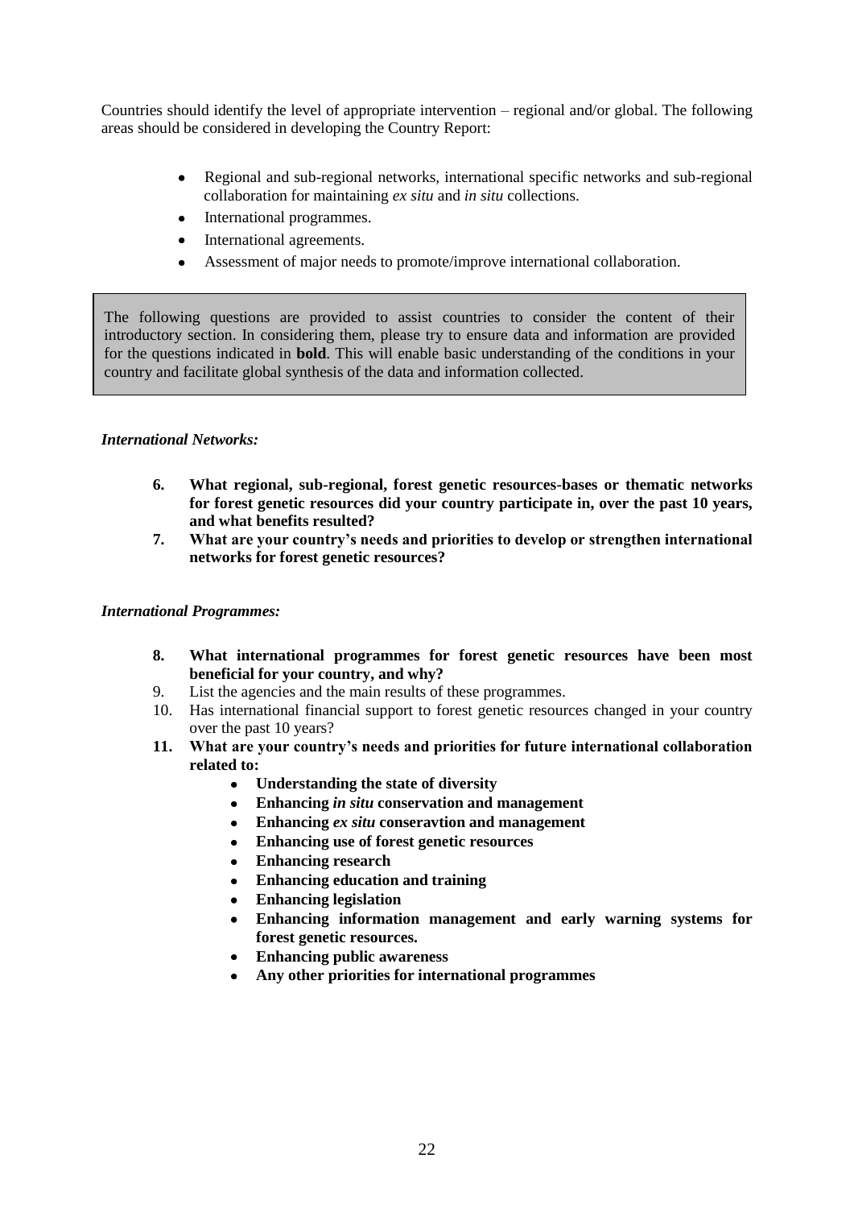Countries should identify the level of appropriate intervention – regional and/or global. The following areas should be considered in developing the Country Report:

- Regional and sub-regional networks, international specific networks and sub-regional collaboration for maintaining *ex situ* and *in situ* collections.
- International programmes.
- International agreements.
- Assessment of major needs to promote/improve international collaboration.

> The following questions are provided to assist countries to consider the content of their introductory section. In considering them, please try to ensure data and information are provided for the questions indicated in **bold**. This will enable basic understanding of the conditions in your country and facilitate global synthesis of the data and information collected.

***International Networks:***

6. **What regional, sub-regional, forest genetic resources-bases or thematic networks for forest genetic resources did your country participate in, over the past 10 years, and what benefits resulted?**
7. **What are your country's needs and priorities to develop or strengthen international networks for forest genetic resources?**

***International Programmes:***

8. **What international programmes for forest genetic resources have been most beneficial for your country, and why?**
9. List the agencies and the main results of these programmes.
10. Has international financial support to forest genetic resources changed in your country over the past 10 years?
11. **What are your country's needs and priorities for future international collaboration related to:**
    - **Understanding the state of diversity**
    - **Enhancing *in situ* conservation and management**
    - **Enhancing *ex situ* conseravtion and management**
    - **Enhancing use of forest genetic resources**
    - **Enhancing research**
    - **Enhancing education and training**
    - **Enhancing legislation**
    - **Enhancing information management and early warning systems for forest genetic resources.**
    - **Enhancing public awareness**
    - **Any other priorities for international programmes**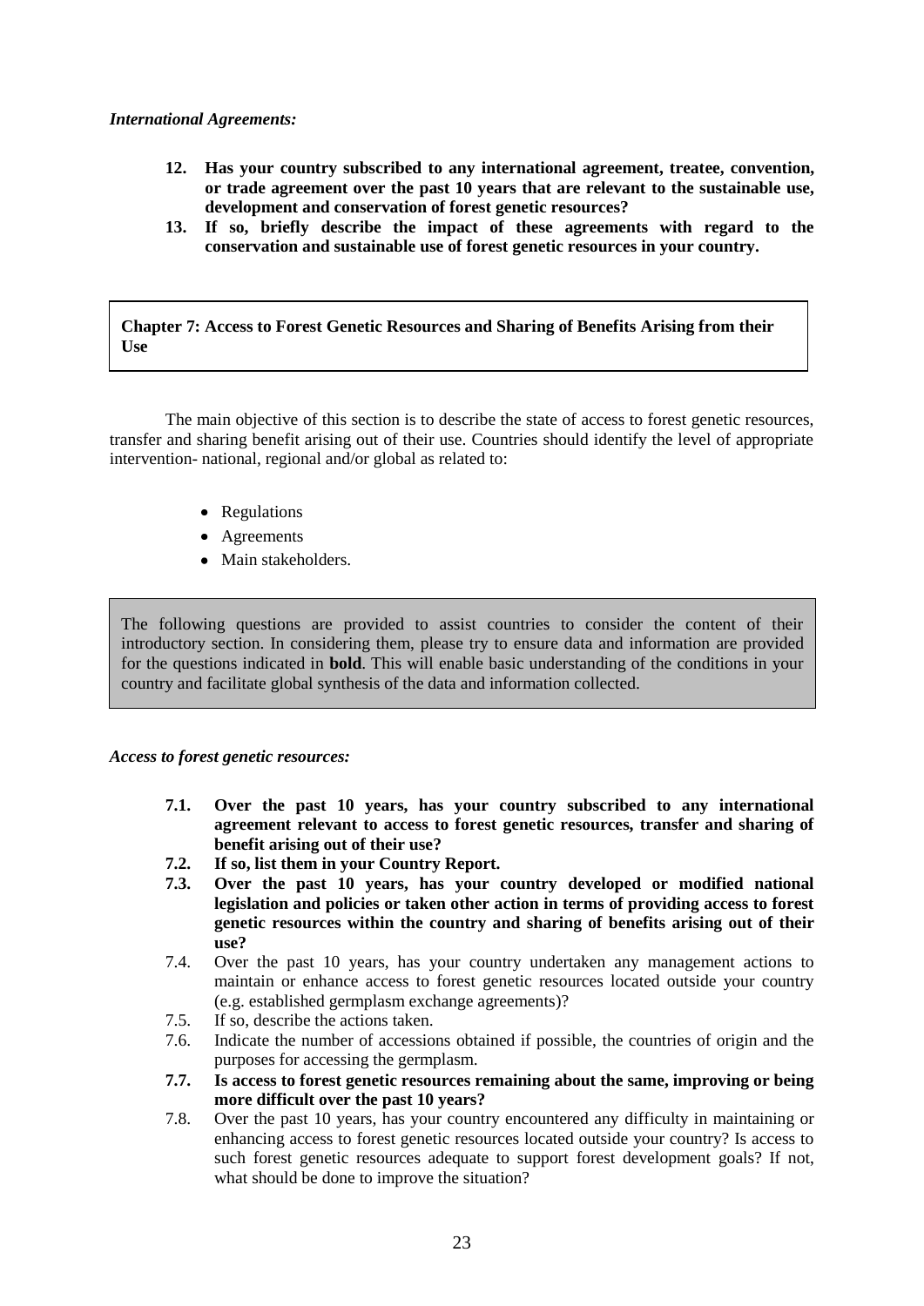*International Agreements:*

12. **Has your country subscribed to any international agreement, treatee, convention, or trade agreement over the past 10 years that are relevant to the sustainable use, development and conservation of forest genetic resources?**
13. **If so, briefly describe the impact of these agreements with regard to the conservation and sustainable use of forest genetic resources in your country.**

## Chapter 7: Access to Forest Genetic Resources and Sharing of Benefits Arising from their Use

The main objective of this section is to describe the state of access to forest genetic resources, transfer and sharing benefit arising out of their use. Countries should identify the level of appropriate intervention- national, regional and/or global as related to:

- Regulations
- Agreements
- Main stakeholders.

The following questions are provided to assist countries to consider the content of their introductory section. In considering them, please try to ensure data and information are provided for the questions indicated in **bold**. This will enable basic understanding of the conditions in your country and facilitate global synthesis of the data and information collected.

*Access to forest genetic resources:*

- **7.1. Over the past 10 years, has your country subscribed to any international agreement relevant to access to forest genetic resources, transfer and sharing of benefit arising out of their use?**
- **7.2. If so, list them in your Country Report.**
- **7.3. Over the past 10 years, has your country developed or modified national legislation and policies or taken other action in terms of providing access to forest genetic resources within the country and sharing of benefits arising out of their use?**
- 7.4. Over the past 10 years, has your country undertaken any management actions to maintain or enhance access to forest genetic resources located outside your country (e.g. established germplasm exchange agreements)?
- 7.5. If so, describe the actions taken.
- 7.6. Indicate the number of accessions obtained if possible, the countries of origin and the purposes for accessing the germplasm.
- **7.7. Is access to forest genetic resources remaining about the same, improving or being more difficult over the past 10 years?**
- 7.8. Over the past 10 years, has your country encountered any difficulty in maintaining or enhancing access to forest genetic resources located outside your country? Is access to such forest genetic resources adequate to support forest development goals? If not, what should be done to improve the situation?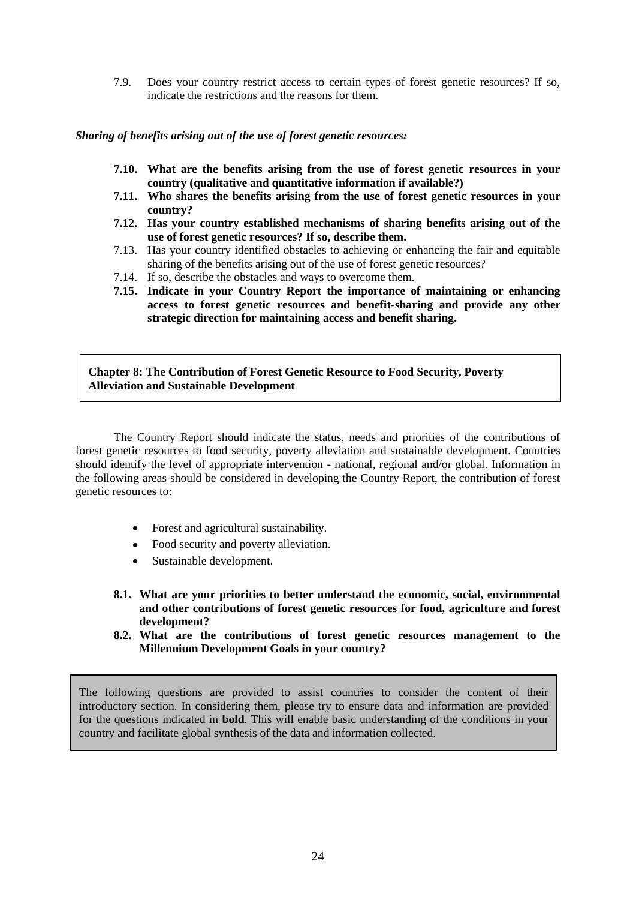7.9. Does your country restrict access to certain types of forest genetic resources? If so, indicate the restrictions and the reasons for them.

***Sharing of benefits arising out of the use of forest genetic resources:***

**7.10. What are the benefits arising from the use of forest genetic resources in your country (qualitative and quantitative information if available?)**

**7.11. Who shares the benefits arising from the use of forest genetic resources in your country?**

**7.12. Has your country established mechanisms of sharing benefits arising out of the use of forest genetic resources? If so, describe them.**

7.13. Has your country identified obstacles to achieving or enhancing the fair and equitable sharing of the benefits arising out of the use of forest genetic resources?

7.14. If so, describe the obstacles and ways to overcome them.

**7.15. Indicate in your Country Report the importance of maintaining or enhancing access to forest genetic resources and benefit-sharing and provide any other strategic direction for maintaining access and benefit sharing.**

## Chapter 8: The Contribution of Forest Genetic Resource to Food Security, Poverty Alleviation and Sustainable Development

The Country Report should indicate the status, needs and priorities of the contributions of forest genetic resources to food security, poverty alleviation and sustainable development. Countries should identify the level of appropriate intervention - national, regional and/or global. Information in the following areas should be considered in developing the Country Report, the contribution of forest genetic resources to:

- Forest and agricultural sustainability.
- Food security and poverty alleviation.
- Sustainable development.

**8.1. What are your priorities to better understand the economic, social, environmental and other contributions of forest genetic resources for food, agriculture and forest development?**

**8.2. What are the contributions of forest genetic resources management to the Millennium Development Goals in your country?**

The following questions are provided to assist countries to consider the content of their introductory section. In considering them, please try to ensure data and information are provided for the questions indicated in **bold**. This will enable basic understanding of the conditions in your country and facilitate global synthesis of the data and information collected.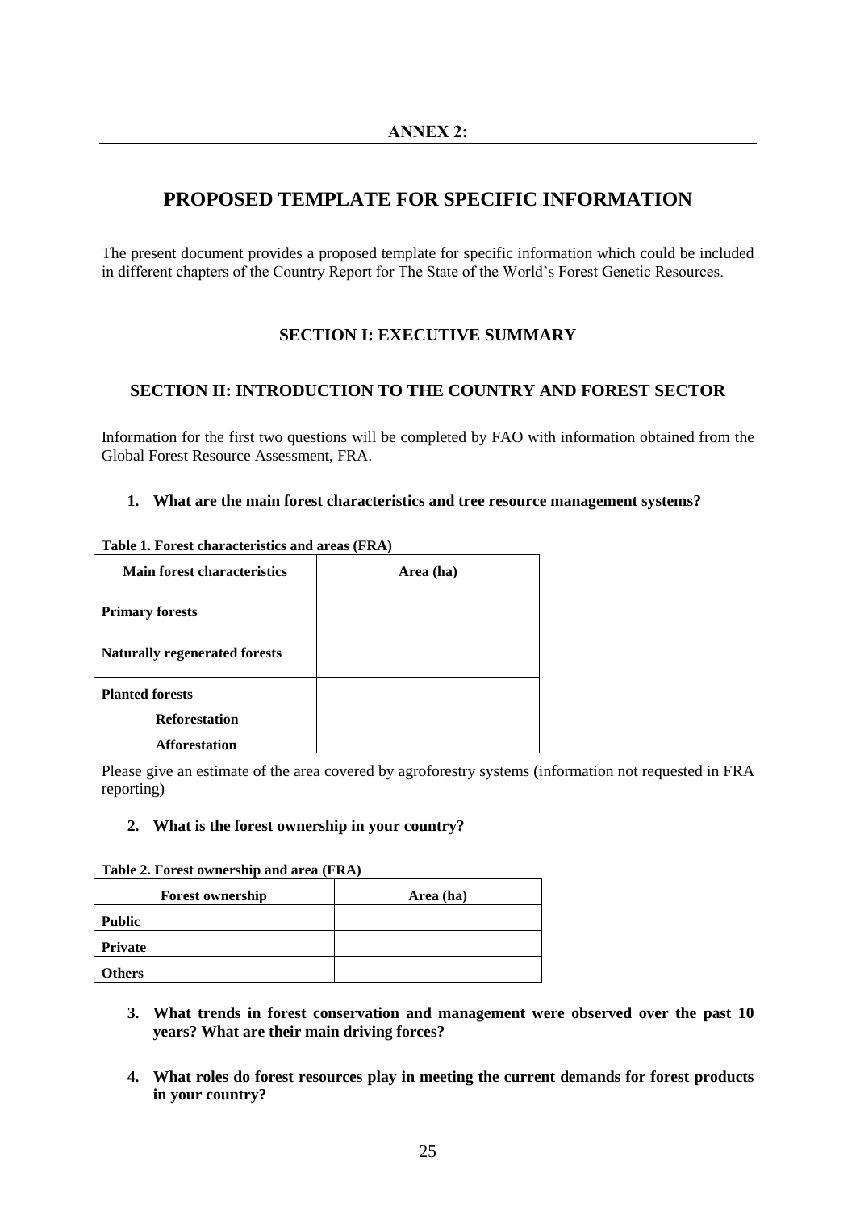**ANNEX 2:**

# PROPOSED TEMPLATE FOR SPECIFIC INFORMATION

The present document provides a proposed template for specific information which could be included in different chapters of the Country Report for The State of the World's Forest Genetic Resources.

## SECTION I: EXECUTIVE SUMMARY

## SECTION II: INTRODUCTION TO THE COUNTRY AND FOREST SECTOR

Information for the first two questions will be completed by FAO with information obtained from the Global Forest Resource Assessment, FRA.

**1. What are the main forest characteristics and tree resource management systems?**

**Table 1. Forest characteristics and areas (FRA)**

| Main forest characteristics | Area (ha) |
|---|---|
| **Primary forests** | |
| **Naturally regenerated forests** | |
| **Planted forests** | |
| **Reforestation** | |
| **Afforestation** | |

Please give an estimate of the area covered by agroforestry systems (information not requested in FRA reporting)

**2. What is the forest ownership in your country?**

**Table 2. Forest ownership and area (FRA)**

| Forest ownership | Area (ha) |
|---|---|
| **Public** | |
| **Private** | |
| **Others** | |

**3. What trends in forest conservation and management were observed over the past 10 years? What are their main driving forces?**

**4. What roles do forest resources play in meeting the current demands for forest products in your country?**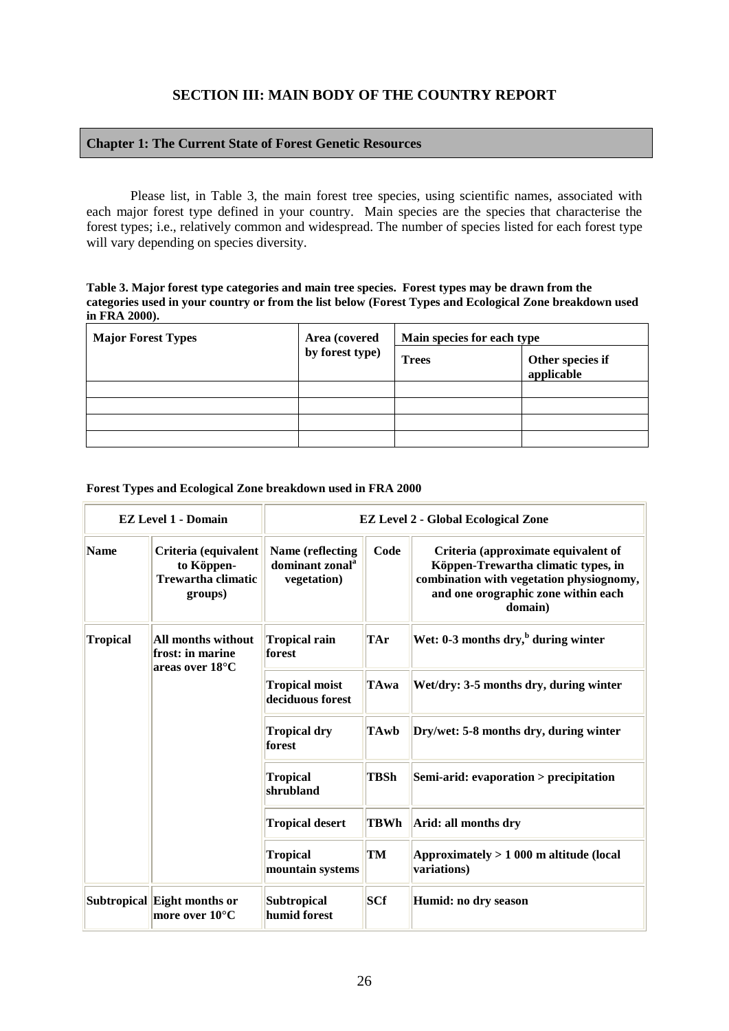## SECTION III: MAIN BODY OF THE COUNTRY REPORT

### Chapter 1: The Current State of Forest Genetic Resources

Please list, in Table 3, the main forest tree species, using scientific names, associated with each major forest type defined in your country. Main species are the species that characterise the forest types; i.e., relatively common and widespread. The number of species listed for each forest type will vary depending on species diversity.

**Table 3. Major forest type categories and main tree species. Forest types may be drawn from the categories used in your country or from the list below (Forest Types and Ecological Zone breakdown used in FRA 2000).**

| Major Forest Types | Area (covered by forest type) | Main species for each type | |
|---|---|---|---|
| | | Trees | Other species if applicable |
| | | | |
| | | | |
| | | | |
| | | | |

**Forest Types and Ecological Zone breakdown used in FRA 2000**

| EZ Level 1 - Domain | | EZ Level 2 - Global Ecological Zone | | |
|---|---|---|---|---|
| **Name** | **Criteria (equivalent to Köppen-Trewartha climatic groups)** | **Name (reflecting dominant zonal[a] vegetation)** | **Code** | **Criteria (approximate equivalent of Köppen-Trewartha climatic types, in combination with vegetation physiognomy, and one orographic zone within each domain)** |
| **Tropical** | **All months without frost: in marine areas over 18°C** | **Tropical rain forest** | **TAr** | **Wet: 0-3 months dry,[b] during winter** |
| | | **Tropical moist deciduous forest** | **TAwa** | **Wet/dry: 3-5 months dry, during winter** |
| | | **Tropical dry forest** | **TAwb** | **Dry/wet: 5-8 months dry, during winter** |
| | | **Tropical shrubland** | **TBSh** | **Semi-arid: evaporation > precipitation** |
| | | **Tropical desert** | **TBWh** | **Arid: all months dry** |
| | | **Tropical mountain systems** | **TM** | **Approximately > 1 000 m altitude (local variations)** |
| **Subtropical** | **Eight months or more over 10°C** | **Subtropical humid forest** | **SCf** | **Humid: no dry season** |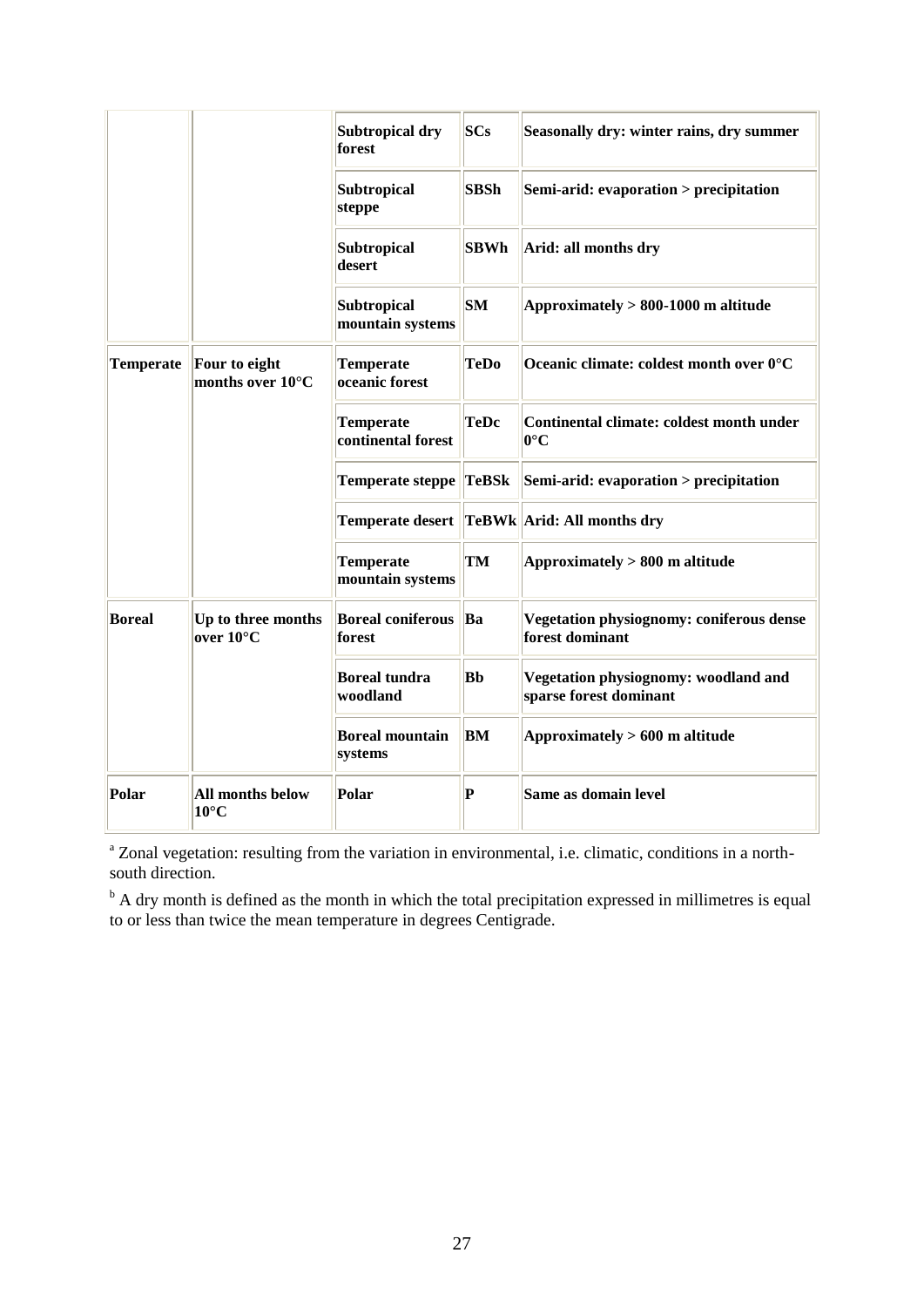| | | | | |
|---|---|---|---|---|
| | | **Subtropical dry forest** | **SCs** | **Seasonally dry: winter rains, dry summer** |
| | | **Subtropical steppe** | **SBSh** | **Semi-arid: evaporation > precipitation** |
| | | **Subtropical desert** | **SBWh** | **Arid: all months dry** |
| | | **Subtropical mountain systems** | **SM** | **Approximately > 800-1000 m altitude** |
| **Temperate** | **Four to eight months over 10°C** | **Temperate oceanic forest** | **TeDo** | **Oceanic climate: coldest month over 0°C** |
| | | **Temperate continental forest** | **TeDc** | **Continental climate: coldest month under 0°C** |
| | | **Temperate steppe** | **TeBSk** | **Semi-arid: evaporation > precipitation** |
| | | **Temperate desert** | **TeBWk** | **Arid: All months dry** |
| | | **Temperate mountain systems** | **TM** | **Approximately > 800 m altitude** |
| **Boreal** | **Up to three months over 10°C** | **Boreal coniferous forest** | **Ba** | **Vegetation physiognomy: coniferous dense forest dominant** |
| | | **Boreal tundra woodland** | **Bb** | **Vegetation physiognomy: woodland and sparse forest dominant** |
| | | **Boreal mountain systems** | **BM** | **Approximately > 600 m altitude** |
| **Polar** | **All months below 10°C** | **Polar** | **P** | **Same as domain level** |

[a] Zonal vegetation: resulting from the variation in environmental, i.e. climatic, conditions in a north-south direction.

[b] A dry month is defined as the month in which the total precipitation expressed in millimetres is equal to or less than twice the mean temperature in degrees Centigrade.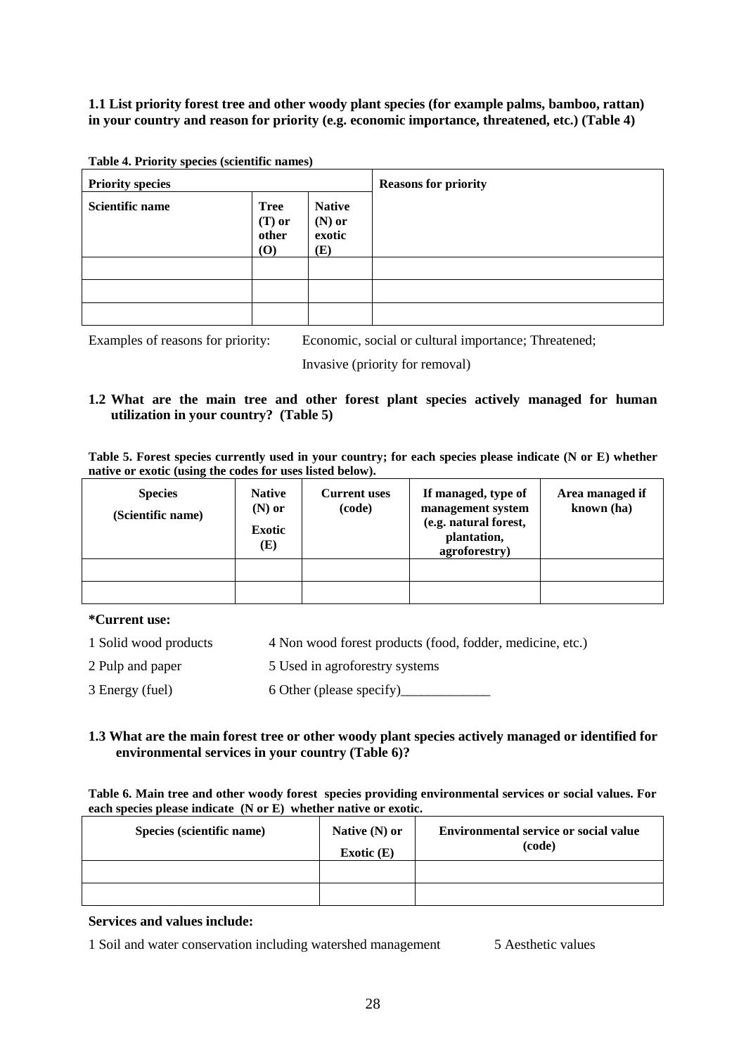**1.1 List priority forest tree and other woody plant species (for example palms, bamboo, rattan) in your country and reason for priority (e.g. economic importance, threatened, etc.) (Table 4)**

**Table 4. Priority species (scientific names)**

| Priority species | | | Reasons for priority |
|---|---|---|---|
| **Scientific name** | **Tree (T) or other (O)** | **Native (N) or exotic (E)** | |
| | | | |
| | | | |
| | | | |

Examples of reasons for priority: Economic, social or cultural importance; Threatened; Invasive (priority for removal)

**1.2 What are the main tree and other forest plant species actively managed for human utilization in your country? (Table 5)**

**Table 5. Forest species currently used in your country; for each species please indicate (N or E) whether native or exotic (using the codes for uses listed below).**

| Species (Scientific name) | Native (N) or Exotic (E) | Current uses (code) | If managed, type of management system (e.g. natural forest, plantation, agroforestry) | Area managed if known (ha) |
|---|---|---|---|---|
| | | | | |
| | | | | |

**\*Current use:**

1 Solid wood products
2 Pulp and paper
3 Energy (fuel)
4 Non wood forest products (food, fodder, medicine, etc.)
5 Used in agroforestry systems
6 Other (please specify)_____________

**1.3 What are the main forest tree or other woody plant species actively managed or identified for environmental services in your country (Table 6)?**

**Table 6. Main tree and other woody forest species providing environmental services or social values. For each species please indicate (N or E) whether native or exotic.**

| Species (scientific name) | Native (N) or Exotic (E) | Environmental service or social value (code) |
|---|---|---|
| | | |
| | | |

**Services and values include:**

1 Soil and water conservation including watershed management
5 Aesthetic values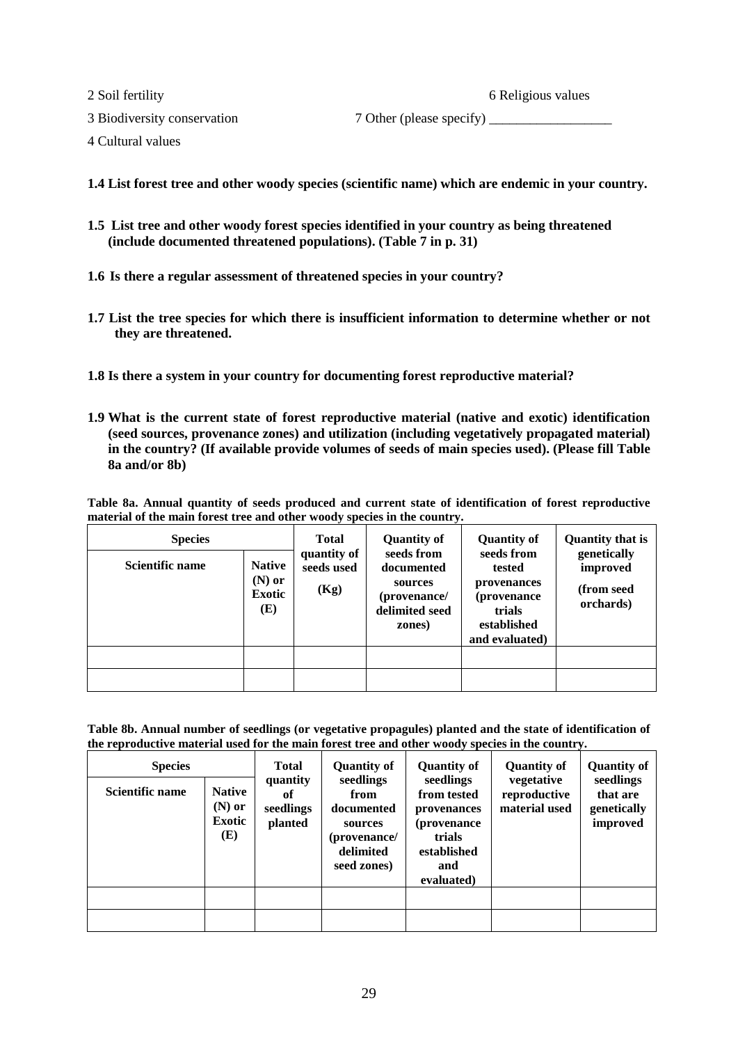2 Soil fertility

3 Biodiversity conservation

4 Cultural values

6 Religious values

7 Other (please specify) __________________

**1.4 List forest tree and other woody species (scientific name) which are endemic in your country.**

**1.5 List tree and other woody forest species identified in your country as being threatened (include documented threatened populations). (Table 7 in p. 31)**

**1.6 Is there a regular assessment of threatened species in your country?**

**1.7 List the tree species for which there is insufficient information to determine whether or not they are threatened.**

**1.8 Is there a system in your country for documenting forest reproductive material?**

**1.9 What is the current state of forest reproductive material (native and exotic) identification (seed sources, provenance zones) and utilization (including vegetatively propagated material) in the country? (If available provide volumes of seeds of main species used). (Please fill Table 8a and/or 8b)**

**Table 8a. Annual quantity of seeds produced and current state of identification of forest reproductive material of the main forest tree and other woody species in the country.**

| Species | | Total quantity of seeds used (Kg) | Quantity of seeds from documented sources (provenance/ delimited seed zones) | Quantity of seeds from tested provenances (provenance trials established and evaluated) | Quantity that is genetically improved (from seed orchards) |
|---|---|---|---|---|---|
| Scientific name | Native (N) or Exotic (E) | | | | |
| | | | | | |
| | | | | | |

**Table 8b. Annual number of seedlings (or vegetative propagules) planted and the state of identification of the reproductive material used for the main forest tree and other woody species in the country.**

| Species | | Total quantity of seedlings planted | Quantity of seedlings from documented sources (provenance/ delimited seed zones) | Quantity of seedlings from tested provenances (provenance trials established and evaluated) | Quantity of vegetative reproductive material used | Quantity of seedlings that are genetically improved |
|---|---|---|---|---|---|---|
| Scientific name | Native (N) or Exotic (E) | | | | | |
| | | | | | | |
| | | | | | | |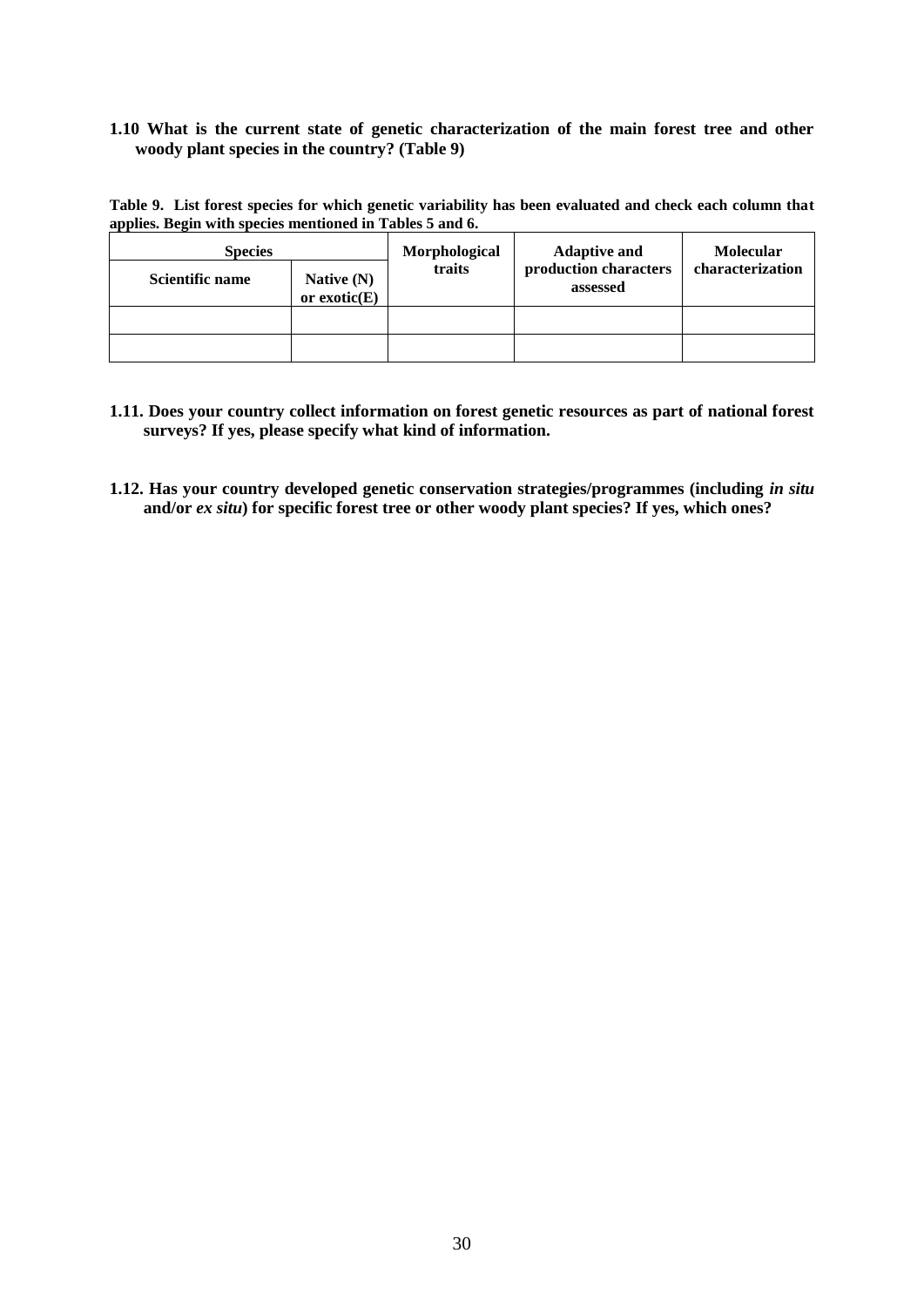**1.10 What is the current state of genetic characterization of the main forest tree and other woody plant species in the country? (Table 9)**

**Table 9. List forest species for which genetic variability has been evaluated and check each column that applies. Begin with species mentioned in Tables 5 and 6.**

| Species | | Morphological traits | Adaptive and production characters assessed | Molecular characterization |
|---|---|---|---|---|
| Scientific name | Native (N) or exotic(E) | | | |
| | | | | |
| | | | | |

**1.11. Does your country collect information on forest genetic resources as part of national forest surveys? If yes, please specify what kind of information.**

**1.12. Has your country developed genetic conservation strategies/programmes (including *in situ* and/or *ex situ*) for specific forest tree or other woody plant species? If yes, which ones?**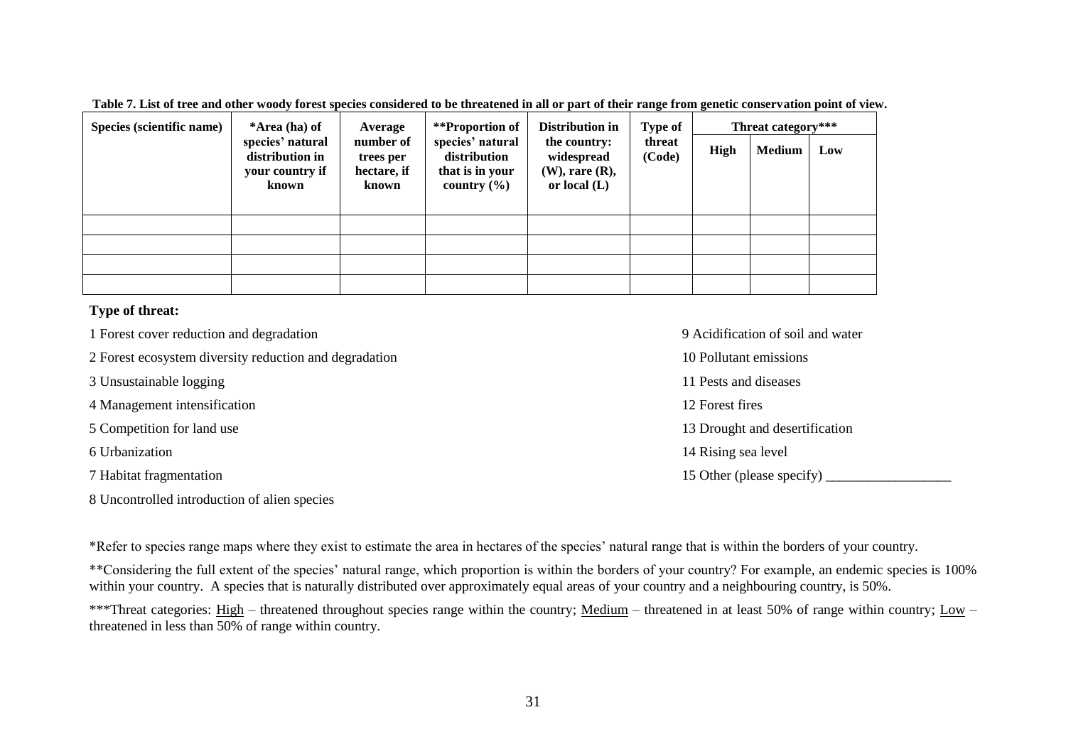**Table 7. List of tree and other woody forest species considered to be threatened in all or part of their range from genetic conservation point of view.**

| Species (scientific name) | *Area (ha) of species' natural distribution in your country if known | Average number of trees per hectare, if known | **Proportion of species' natural distribution that is in your country (%) | Distribution in the country: widespread (W), rare (R), or local (L) | Type of threat (Code) | Threat category*** | | |
|---|---|---|---|---|---|---|---|---|
| | | | | | | High | Medium | Low |
| | | | | | | | | |
| | | | | | | | | |
| | | | | | | | | |
| | | | | | | | | |

**Type of threat:**

1 Forest cover reduction and degradation

2 Forest ecosystem diversity reduction and degradation

3 Unsustainable logging

4 Management intensification

5 Competition for land use

6 Urbanization

7 Habitat fragmentation

8 Uncontrolled introduction of alien species

9 Acidification of soil and water

10 Pollutant emissions

11 Pests and diseases

12 Forest fires

13 Drought and desertification

14 Rising sea level

15 Other (please specify) __________________

*Refer to species range maps where they exist to estimate the area in hectares of the species' natural range that is within the borders of your country.

**Considering the full extent of the species' natural range, which proportion is within the borders of your country? For example, an endemic species is 100% within your country. A species that is naturally distributed over approximately equal areas of your country and a neighbouring country, is 50%.

***Threat categories: High – threatened throughout species range within the country; Medium – threatened in at least 50% of range within country; Low – threatened in less than 50% of range within country.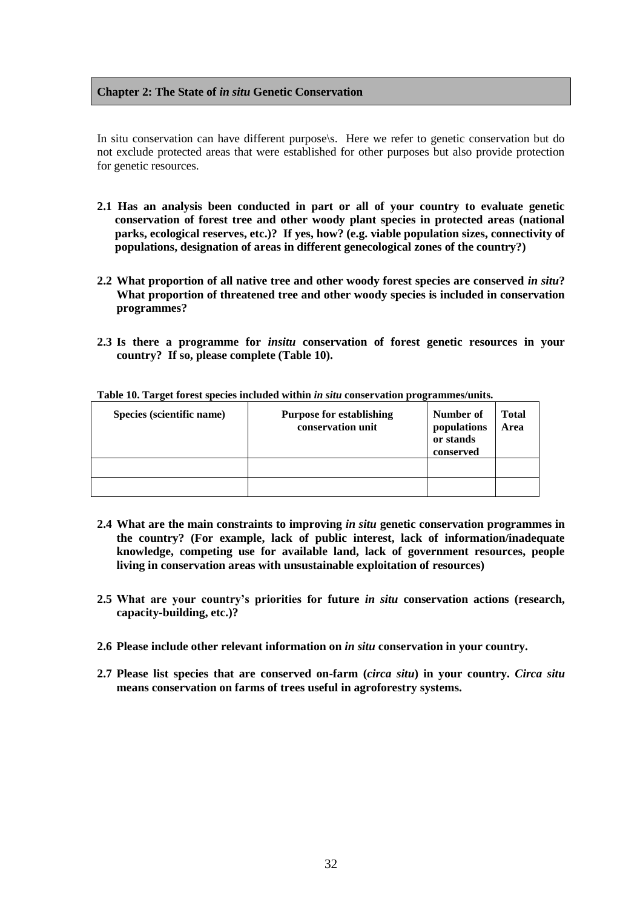## Chapter 2: The State of *in situ* Genetic Conservation

In situ conservation can have different purpose\s. Here we refer to genetic conservation but do not exclude protected areas that were established for other purposes but also provide protection for genetic resources.

**2.1 Has an analysis been conducted in part or all of your country to evaluate genetic conservation of forest tree and other woody plant species in protected areas (national parks, ecological reserves, etc.)? If yes, how? (e.g. viable population sizes, connectivity of populations, designation of areas in different genecological zones of the country?)**

**2.2 What proportion of all native tree and other woody forest species are conserved *in situ*? What proportion of threatened tree and other woody species is included in conservation programmes?**

**2.3 Is there a programme for *insitu* conservation of forest genetic resources in your country? If so, please complete (Table 10).**

**Table 10. Target forest species included within *in situ* conservation programmes/units.**

| Species (scientific name) | Purpose for establishing conservation unit | Number of populations or stands conserved | Total Area |
|---|---|---|---|
| | | | |
| | | | |

**2.4 What are the main constraints to improving *in situ* genetic conservation programmes in the country? (For example, lack of public interest, lack of information/inadequate knowledge, competing use for available land, lack of government resources, people living in conservation areas with unsustainable exploitation of resources)**

**2.5 What are your country's priorities for future *in situ* conservation actions (research, capacity-building, etc.)?**

**2.6 Please include other relevant information on *in situ* conservation in your country.**

**2.7 Please list species that are conserved on-farm (*circa situ*) in your country. *Circa situ* means conservation on farms of trees useful in agroforestry systems.**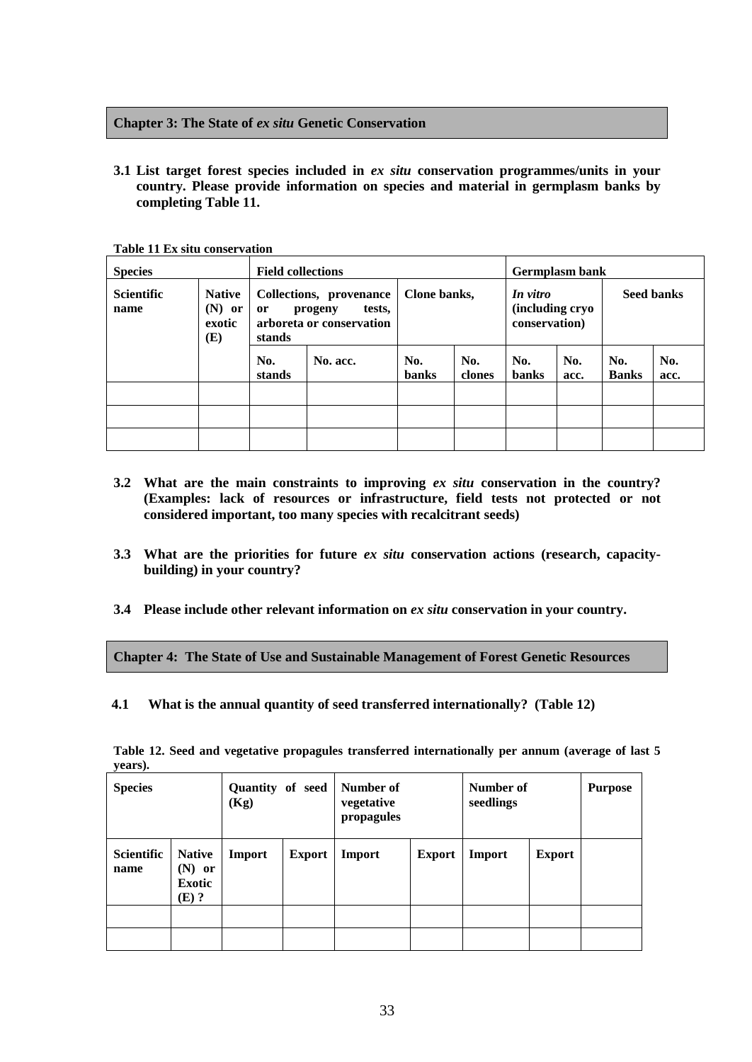## Chapter 3: The State of *ex situ* Genetic Conservation

**3.1 List target forest species included in *ex situ* conservation programmes/units in your country. Please provide information on species and material in germplasm banks by completing Table 11.**

**Table 11 Ex situ conservation**

| Species | | Field collections | | | | Germplasm bank | | | |
|---|---|---|---|---|---|---|---|---|---|
| Scientific name | Native (N) or exotic (E) | Collections, provenance or progeny tests, arboreta or conservation stands | | Clone banks, | | *In vitro* (including cryo conservation) | | Seed banks | |
| | | No. stands | No. acc. | No. banks | No. clones | No. banks | No. acc. | No. Banks | No. acc. |
| | | | | | | | | | |
| | | | | | | | | | |
| | | | | | | | | | |

**3.2 What are the main constraints to improving *ex situ* conservation in the country? (Examples: lack of resources or infrastructure, field tests not protected or not considered important, too many species with recalcitrant seeds)**

**3.3 What are the priorities for future *ex situ* conservation actions (research, capacity-building) in your country?**

**3.4 Please include other relevant information on *ex situ* conservation in your country.**

## Chapter 4: The State of Use and Sustainable Management of Forest Genetic Resources

**4.1 What is the annual quantity of seed transferred internationally? (Table 12)**

**Table 12. Seed and vegetative propagules transferred internationally per annum (average of last 5 years).**

| Species | | Quantity of seed (Kg) | | Number of vegetative propagules | | Number of seedlings | | Purpose |
|---|---|---|---|---|---|---|---|---|
| Scientific name | Native (N) or Exotic (E) ? | Import | Export | Import | Export | Import | Export | |
| | | | | | | | | |
| | | | | | | | | |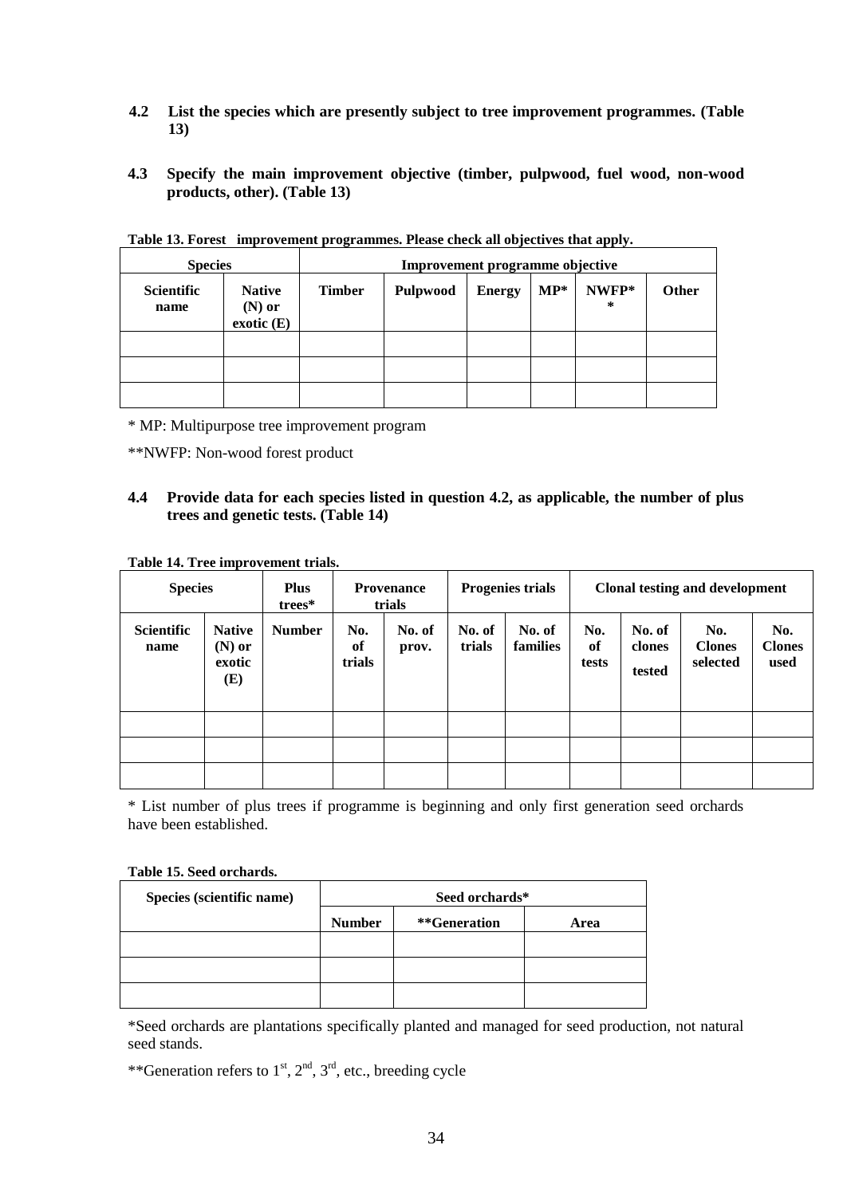**4.2 List the species which are presently subject to tree improvement programmes. (Table 13)**

**4.3 Specify the main improvement objective (timber, pulpwood, fuel wood, non-wood products, other). (Table 13)**

**Table 13. Forest improvement programmes. Please check all objectives that apply.**

| Species | | Improvement programme objective | | | | | |
|---|---|---|---|---|---|---|---|
| Scientific name | Native (N) or exotic (E) | Timber | Pulpwood | Energy | MP* | NWFP** | Other |
| | | | | | | | |
| | | | | | | | |
| | | | | | | | |

* MP: Multipurpose tree improvement program

**NWFP: Non-wood forest product

**4.4 Provide data for each species listed in question 4.2, as applicable, the number of plus trees and genetic tests. (Table 14)**

**Table 14. Tree improvement trials.**

| Species | | Plus trees* | Provenance trials | | Progenies trials | | Clonal testing and development | | | |
|---|---|---|---|---|---|---|---|---|---|---|
| Scientific name | Native (N) or exotic (E) | Number | No. of trials | No. of prov. | No. of trials | No. of families | No. of tests | No. of clones tested | No. Clones selected | No. Clones used |
| | | | | | | | | | | |
| | | | | | | | | | | |
| | | | | | | | | | | |

* List number of plus trees if programme is beginning and only first generation seed orchards have been established.

**Table 15. Seed orchards.**

| Species (scientific name) | Seed orchards* | | |
|---|---|---|---|
| | Number | **Generation | Area |
| | | | |
| | | | |
| | | | |

*Seed orchards are plantations specifically planted and managed for seed production, not natural seed stands.

**Generation refers to 1st, 2nd, 3rd, etc., breeding cycle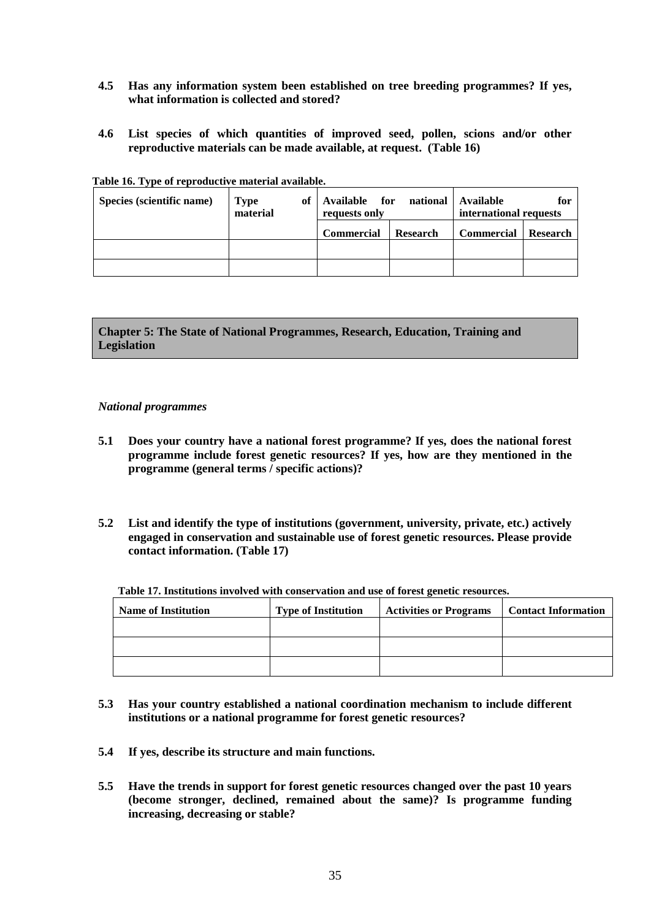**4.5 Has any information system been established on tree breeding programmes? If yes, what information is collected and stored?**

**4.6 List species of which quantities of improved seed, pollen, scions and/or other reproductive materials can be made available, at request. (Table 16)**

**Table 16. Type of reproductive material available.**

| Species (scientific name) | Type of material | Available for national requests only | | Available for international requests | |
|---|---|---|---|---|---|
| | | Commercial | Research | Commercial | Research |
| | | | | | |
| | | | | | |

## Chapter 5: The State of National Programmes, Research, Education, Training and Legislation

*National programmes*

**5.1 Does your country have a national forest programme? If yes, does the national forest programme include forest genetic resources? If yes, how are they mentioned in the programme (general terms / specific actions)?**

**5.2 List and identify the type of institutions (government, university, private, etc.) actively engaged in conservation and sustainable use of forest genetic resources. Please provide contact information. (Table 17)**

**Table 17. Institutions involved with conservation and use of forest genetic resources.**

| Name of Institution | Type of Institution | Activities or Programs | Contact Information |
|---|---|---|---|
| | | | |
| | | | |
| | | | |

**5.3 Has your country established a national coordination mechanism to include different institutions or a national programme for forest genetic resources?**

**5.4 If yes, describe its structure and main functions.**

**5.5 Have the trends in support for forest genetic resources changed over the past 10 years (become stronger, declined, remained about the same)? Is programme funding increasing, decreasing or stable?**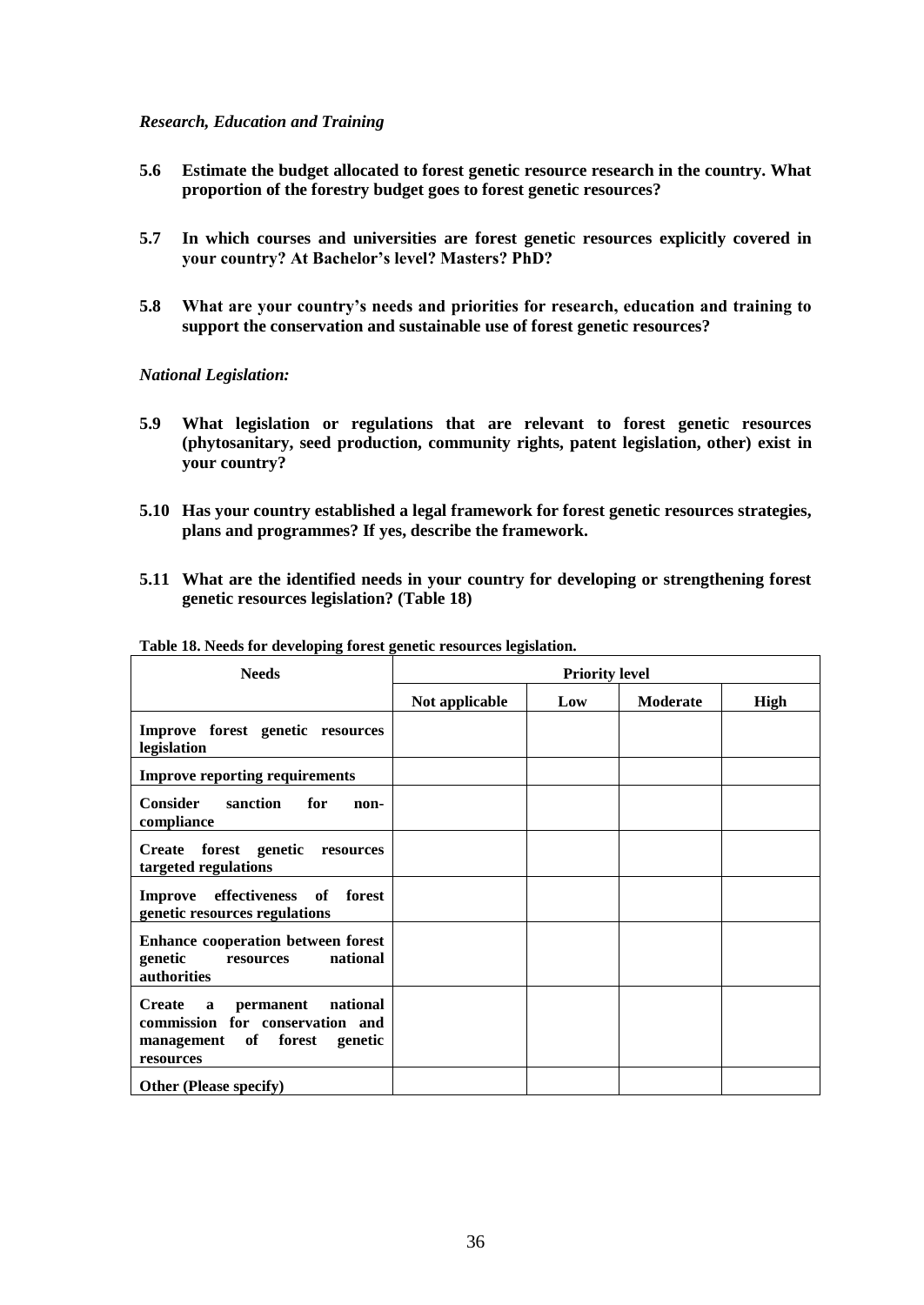*Research, Education and Training*

**5.6 Estimate the budget allocated to forest genetic resource research in the country. What proportion of the forestry budget goes to forest genetic resources?**

**5.7 In which courses and universities are forest genetic resources explicitly covered in your country? At Bachelor's level? Masters? PhD?**

**5.8 What are your country's needs and priorities for research, education and training to support the conservation and sustainable use of forest genetic resources?**

*National Legislation:*

**5.9 What legislation or regulations that are relevant to forest genetic resources (phytosanitary, seed production, community rights, patent legislation, other) exist in your country?**

**5.10 Has your country established a legal framework for forest genetic resources strategies, plans and programmes? If yes, describe the framework.**

**5.11 What are the identified needs in your country for developing or strengthening forest genetic resources legislation? (Table 18)**

**Table 18. Needs for developing forest genetic resources legislation.**

| Needs | Priority level | | | |
|---|---|---|---|---|
| | Not applicable | Low | Moderate | High |
| Improve forest genetic resources legislation | | | | |
| Improve reporting requirements | | | | |
| Consider sanction for non-compliance | | | | |
| Create forest genetic resources targeted regulations | | | | |
| Improve effectiveness of forest genetic resources regulations | | | | |
| Enhance cooperation between forest genetic resources national authorities | | | | |
| Create a permanent national commission for conservation and management of forest genetic resources | | | | |
| Other (Please specify) | | | | |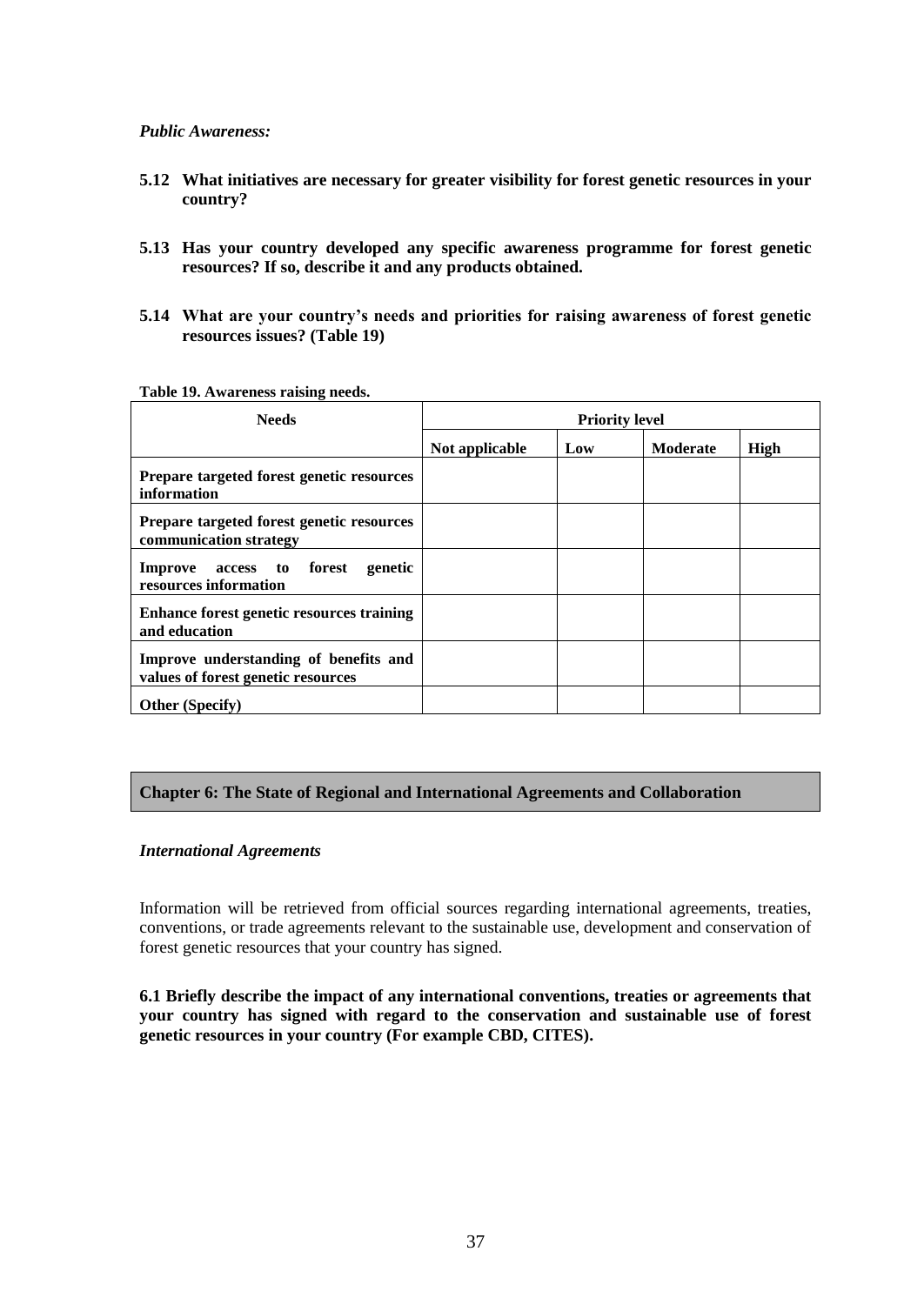*Public Awareness:*

**5.12 What initiatives are necessary for greater visibility for forest genetic resources in your country?**

**5.13 Has your country developed any specific awareness programme for forest genetic resources? If so, describe it and any products obtained.**

**5.14 What are your country's needs and priorities for raising awareness of forest genetic resources issues? (Table 19)**

**Table 19. Awareness raising needs.**

| Needs | Priority level | | | |
|---|---|---|---|---|
| | Not applicable | Low | Moderate | High |
| **Prepare targeted forest genetic resources information** | | | | |
| **Prepare targeted forest genetic resources communication strategy** | | | | |
| **Improve access to forest genetic resources information** | | | | |
| **Enhance forest genetic resources training and education** | | | | |
| **Improve understanding of benefits and values of forest genetic resources** | | | | |
| **Other (Specify)** | | | | |

## Chapter 6: The State of Regional and International Agreements and Collaboration

*International Agreements*

Information will be retrieved from official sources regarding international agreements, treaties, conventions, or trade agreements relevant to the sustainable use, development and conservation of forest genetic resources that your country has signed.

**6.1 Briefly describe the impact of any international conventions, treaties or agreements that your country has signed with regard to the conservation and sustainable use of forest genetic resources in your country (For example CBD, CITES).**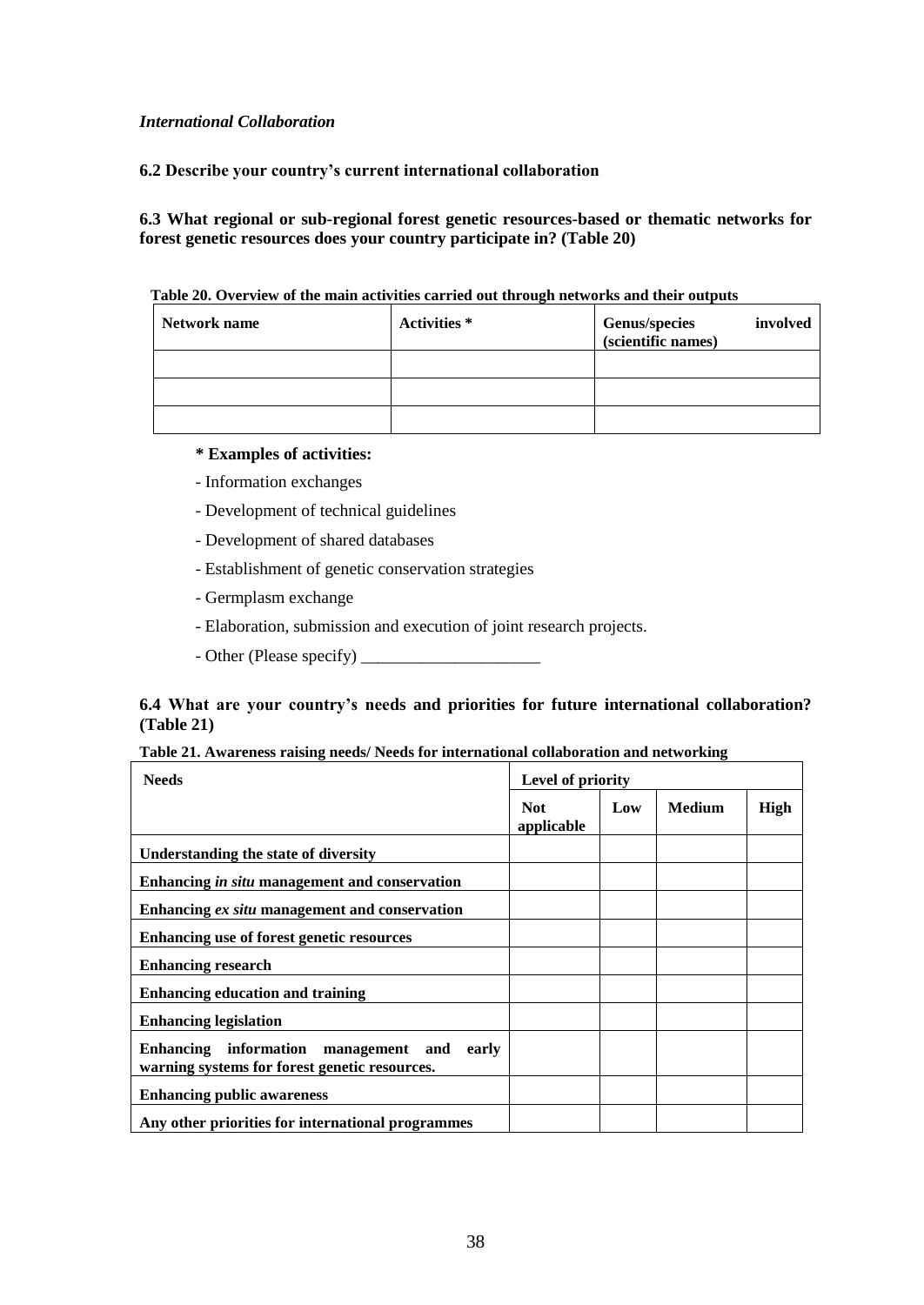*International Collaboration*

**6.2 Describe your country's current international collaboration**

**6.3 What regional or sub-regional forest genetic resources-based or thematic networks for forest genetic resources does your country participate in? (Table 20)**

**Table 20. Overview of the main activities carried out through networks and their outputs**

| Network name | Activities * | Genus/species involved (scientific names) |
|---|---|---|
| | | |
| | | |
| | | |

**\* Examples of activities:**

- Information exchanges
- Development of technical guidelines
- Development of shared databases
- Establishment of genetic conservation strategies
- Germplasm exchange
- Elaboration, submission and execution of joint research projects.
- Other (Please specify) ____________________

**6.4 What are your country's needs and priorities for future international collaboration? (Table 21)**

**Table 21. Awareness raising needs/ Needs for international collaboration and networking**

| Needs | Level of priority | | | |
|---|---|---|---|---|
| | **Not applicable** | **Low** | **Medium** | **High** |
| **Understanding the state of diversity** | | | | |
| **Enhancing *in situ* management and conservation** | | | | |
| **Enhancing *ex situ* management and conservation** | | | | |
| **Enhancing use of forest genetic resources** | | | | |
| **Enhancing research** | | | | |
| **Enhancing education and training** | | | | |
| **Enhancing legislation** | | | | |
| **Enhancing information management and early warning systems for forest genetic resources.** | | | | |
| **Enhancing public awareness** | | | | |
| **Any other priorities for international programmes** | | | | |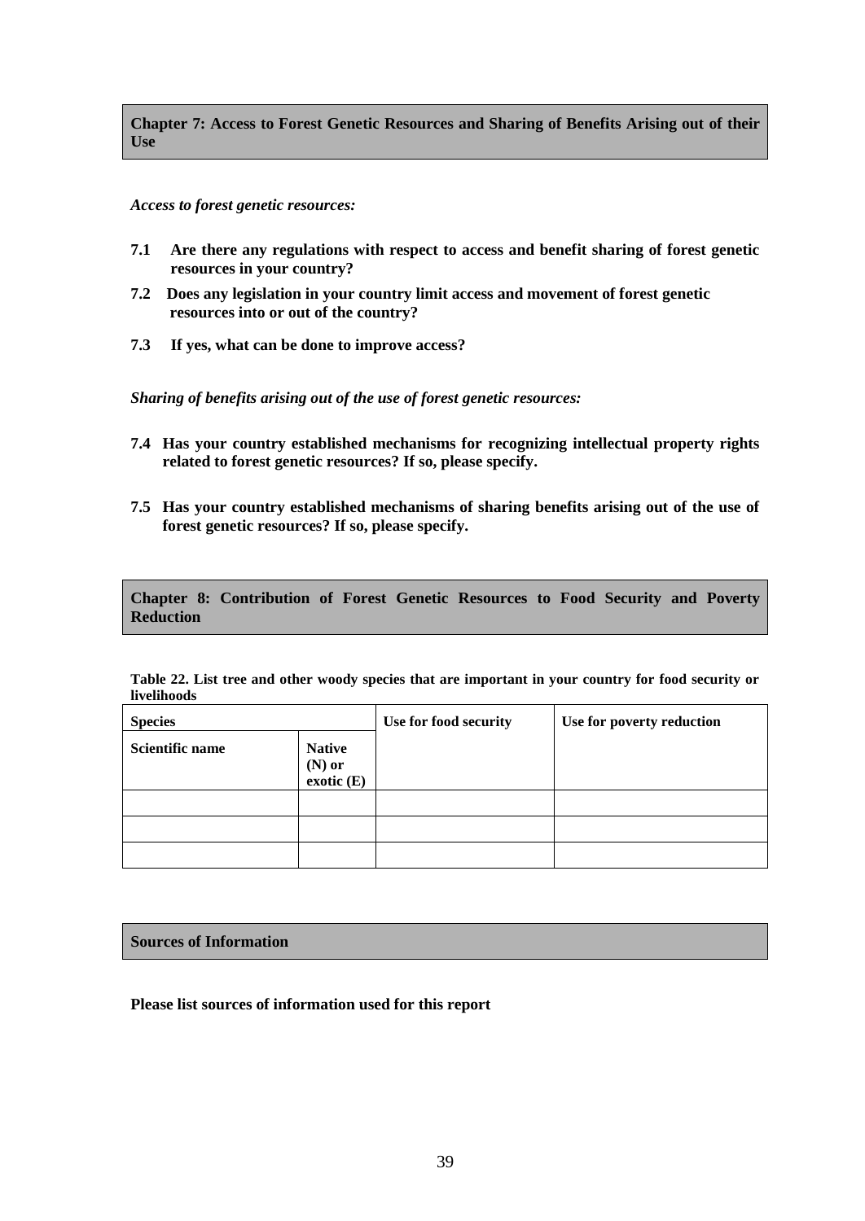## Chapter 7: Access to Forest Genetic Resources and Sharing of Benefits Arising out of their Use

*Access to forest genetic resources:*

**7.1 Are there any regulations with respect to access and benefit sharing of forest genetic resources in your country?**

**7.2 Does any legislation in your country limit access and movement of forest genetic resources into or out of the country?**

**7.3 If yes, what can be done to improve access?**

*Sharing of benefits arising out of the use of forest genetic resources:*

**7.4 Has your country established mechanisms for recognizing intellectual property rights related to forest genetic resources? If so, please specify.**

**7.5 Has your country established mechanisms of sharing benefits arising out of the use of forest genetic resources? If so, please specify.**

## Chapter 8: Contribution of Forest Genetic Resources to Food Security and Poverty Reduction

**Table 22. List tree and other woody species that are important in your country for food security or livelihoods**

| Species | | Use for food security | Use for poverty reduction |
|---|---|---|---|
| Scientific name | Native (N) or exotic (E) | | |
| | | | |
| | | | |
| | | | |

## Sources of Information

**Please list sources of information used for this report**